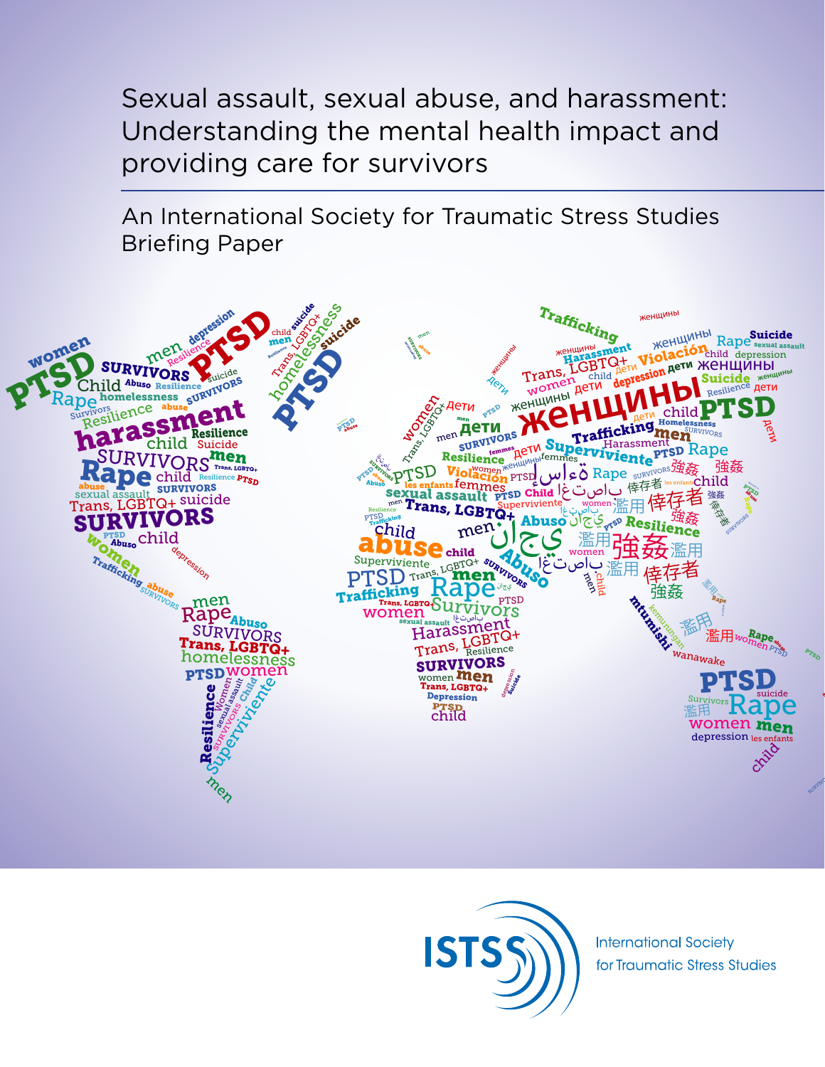# Sexual assault, sexual abuse, and harassment: Understanding the mental health impact and providing care for survivors

## An International Society for Traumatic Stress Studies Briefing Paper

ISTSS

International Society for Traumatic Stress Studies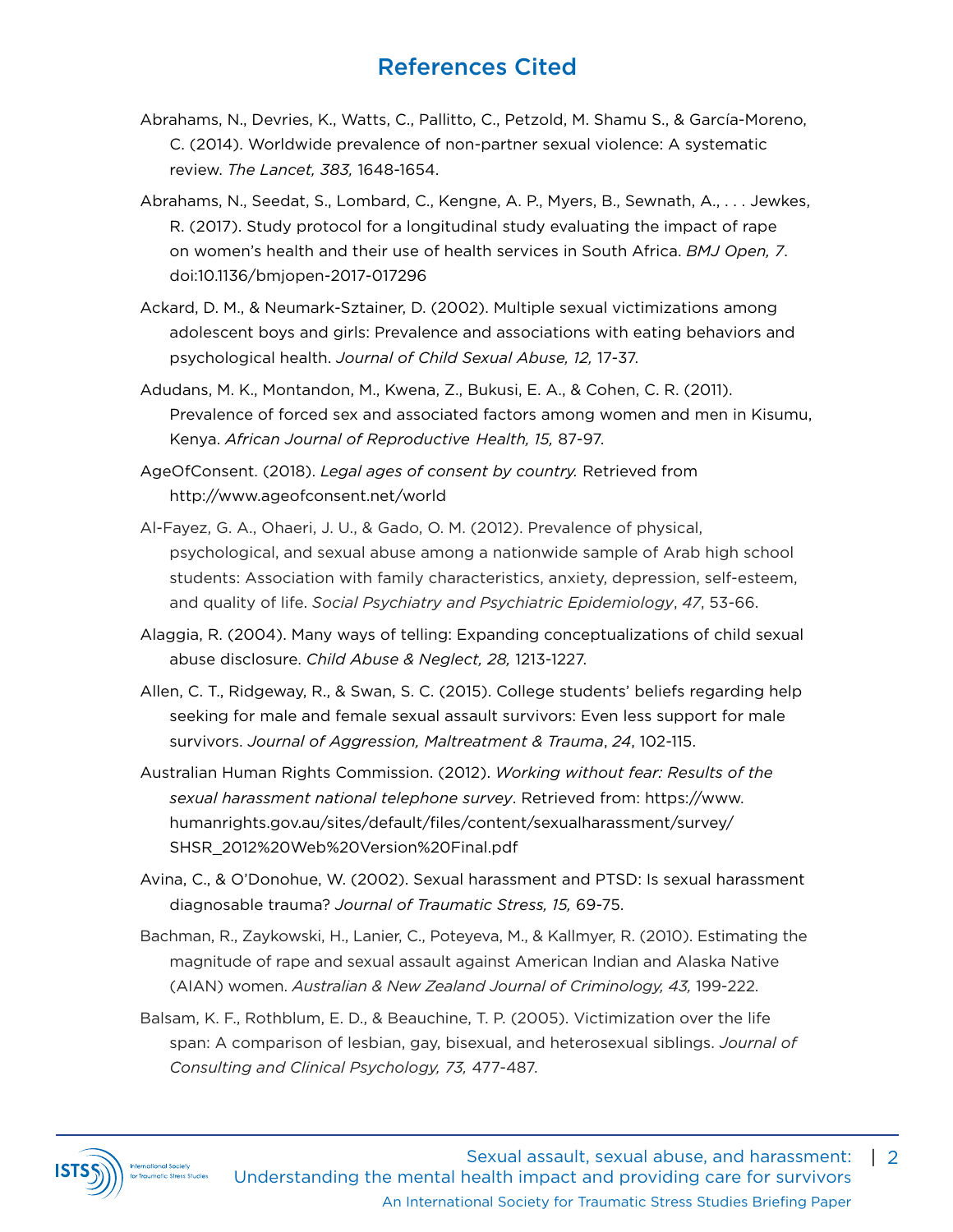## References Cited

Abrahams, N., Devries, K., Watts, C., Pallitto, C., Petzold, M. Shamu S., & García-Moreno, C. (2014). Worldwide prevalence of non-partner sexual violence: A systematic review. *The Lancet, 383,* 1648-1654.

Abrahams, N., Seedat, S., Lombard, C., Kengne, A. P., Myers, B., Sewnath, A., . . . Jewkes, R. (2017). Study protocol for a longitudinal study evaluating the impact of rape on women's health and their use of health services in South Africa. *BMJ Open, 7*. doi:10.1136/bmjopen-2017-017296

Ackard, D. M., & Neumark-Sztainer, D. (2002). Multiple sexual victimizations among adolescent boys and girls: Prevalence and associations with eating behaviors and psychological health. *Journal of Child Sexual Abuse, 12,* 17-37.

Adudans, M. K., Montandon, M., Kwena, Z., Bukusi, E. A., & Cohen, C. R. (2011). Prevalence of forced sex and associated factors among women and men in Kisumu, Kenya. *African Journal of Reproductive Health, 15,* 87-97.

AgeOfConsent. (2018). *Legal ages of consent by country.* Retrieved from http://www.ageofconsent.net/world

Al-Fayez, G. A., Ohaeri, J. U., & Gado, O. M. (2012). Prevalence of physical, psychological, and sexual abuse among a nationwide sample of Arab high school students: Association with family characteristics, anxiety, depression, self-esteem, and quality of life. *Social Psychiatry and Psychiatric Epidemiology*, *47*, 53-66.

Alaggia, R. (2004). Many ways of telling: Expanding conceptualizations of child sexual abuse disclosure. *Child Abuse & Neglect, 28,* 1213-1227.

Allen, C. T., Ridgeway, R., & Swan, S. C. (2015). College students' beliefs regarding help seeking for male and female sexual assault survivors: Even less support for male survivors. *Journal of Aggression, Maltreatment & Trauma*, *24*, 102-115.

Australian Human Rights Commission. (2012). *Working without fear: Results of the sexual harassment national telephone survey*. Retrieved from: https://www.humanrights.gov.au/sites/default/files/content/sexualharassment/survey/SHSR_2012%20Web%20Version%20Final.pdf

Avina, C., & O'Donohue, W. (2002). Sexual harassment and PTSD: Is sexual harassment diagnosable trauma? *Journal of Traumatic Stress, 15,* 69-75.

Bachman, R., Zaykowski, H., Lanier, C., Poteyeva, M., & Kallmyer, R. (2010). Estimating the magnitude of rape and sexual assault against American Indian and Alaska Native (AIAN) women. *Australian & New Zealand Journal of Criminology, 43,* 199-222.

Balsam, K. F., Rothblum, E. D., & Beauchine, T. P. (2005). Victimization over the life span: A comparison of lesbian, gay, bisexual, and heterosexual siblings. *Journal of Consulting and Clinical Psychology, 73,* 477-487.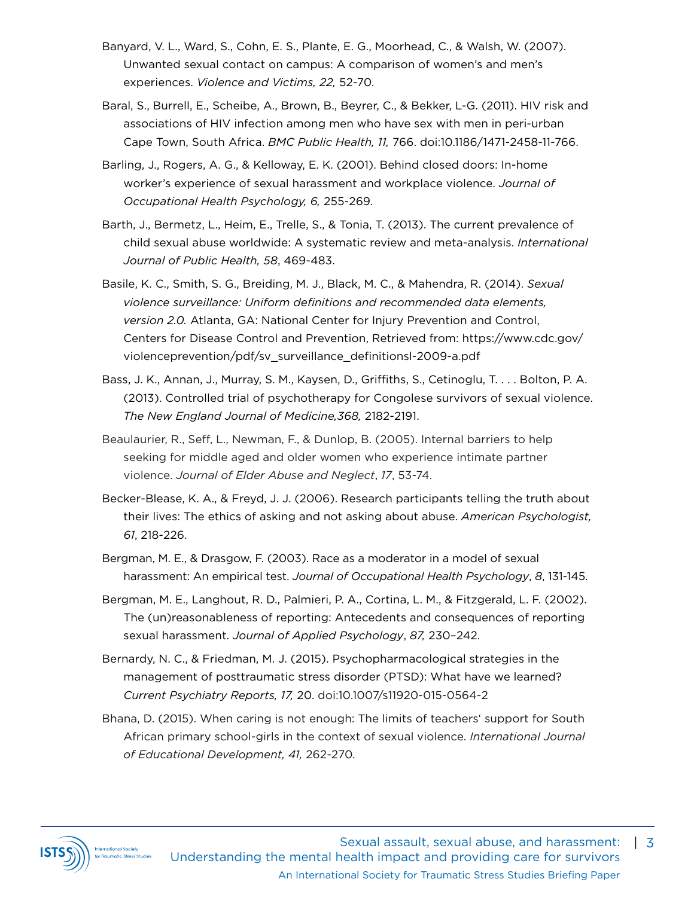Banyard, V. L., Ward, S., Cohn, E. S., Plante, E. G., Moorhead, C., & Walsh, W. (2007). Unwanted sexual contact on campus: A comparison of women's and men's experiences. *Violence and Victims, 22,* 52-70.

Baral, S., Burrell, E., Scheibe, A., Brown, B., Beyrer, C., & Bekker, L-G. (2011). HIV risk and associations of HIV infection among men who have sex with men in peri-urban Cape Town, South Africa. *BMC Public Health, 11,* 766. doi:10.1186/1471-2458-11-766.

Barling, J., Rogers, A. G., & Kelloway, E. K. (2001). Behind closed doors: In-home worker's experience of sexual harassment and workplace violence. *Journal of Occupational Health Psychology, 6,* 255-269.

Barth, J., Bermetz, L., Heim, E., Trelle, S., & Tonia, T. (2013). The current prevalence of child sexual abuse worldwide: A systematic review and meta-analysis. *International Journal of Public Health, 58*, 469-483.

Basile, K. C., Smith, S. G., Breiding, M. J., Black, M. C., & Mahendra, R. (2014). *Sexual violence surveillance: Uniform definitions and recommended data elements, version 2.0.* Atlanta, GA: National Center for Injury Prevention and Control, Centers for Disease Control and Prevention, Retrieved from: https://www.cdc.gov/violenceprevention/pdf/sv_surveillance_definitionsl-2009-a.pdf

Bass, J. K., Annan, J., Murray, S. M., Kaysen, D., Griffiths, S., Cetinoglu, T. . . . Bolton, P. A. (2013). Controlled trial of psychotherapy for Congolese survivors of sexual violence. *The New England Journal of Medicine,368,* 2182-2191.

Beaulaurier, R., Seff, L., Newman, F., & Dunlop, B. (2005). Internal barriers to help seeking for middle aged and older women who experience intimate partner violence. *Journal of Elder Abuse and Neglect*, *17*, 53-74.

Becker-Blease, K. A., & Freyd, J. J. (2006). Research participants telling the truth about their lives: The ethics of asking and not asking about abuse. *American Psychologist, 61*, 218-226.

Bergman, M. E., & Drasgow, F. (2003). Race as a moderator in a model of sexual harassment: An empirical test. *Journal of Occupational Health Psychology*, *8*, 131-145.

Bergman, M. E., Langhout, R. D., Palmieri, P. A., Cortina, L. M., & Fitzgerald, L. F. (2002). The (un)reasonableness of reporting: Antecedents and consequences of reporting sexual harassment. *Journal of Applied Psychology*, *87,* 230–242.

Bernardy, N. C., & Friedman, M. J. (2015). Psychopharmacological strategies in the management of posttraumatic stress disorder (PTSD): What have we learned? *Current Psychiatry Reports, 17,* 20. doi:10.1007/s11920-015-0564-2

Bhana, D. (2015). When caring is not enough: The limits of teachers' support for South African primary school-girls in the context of sexual violence. *International Journal of Educational Development, 41,* 262-270.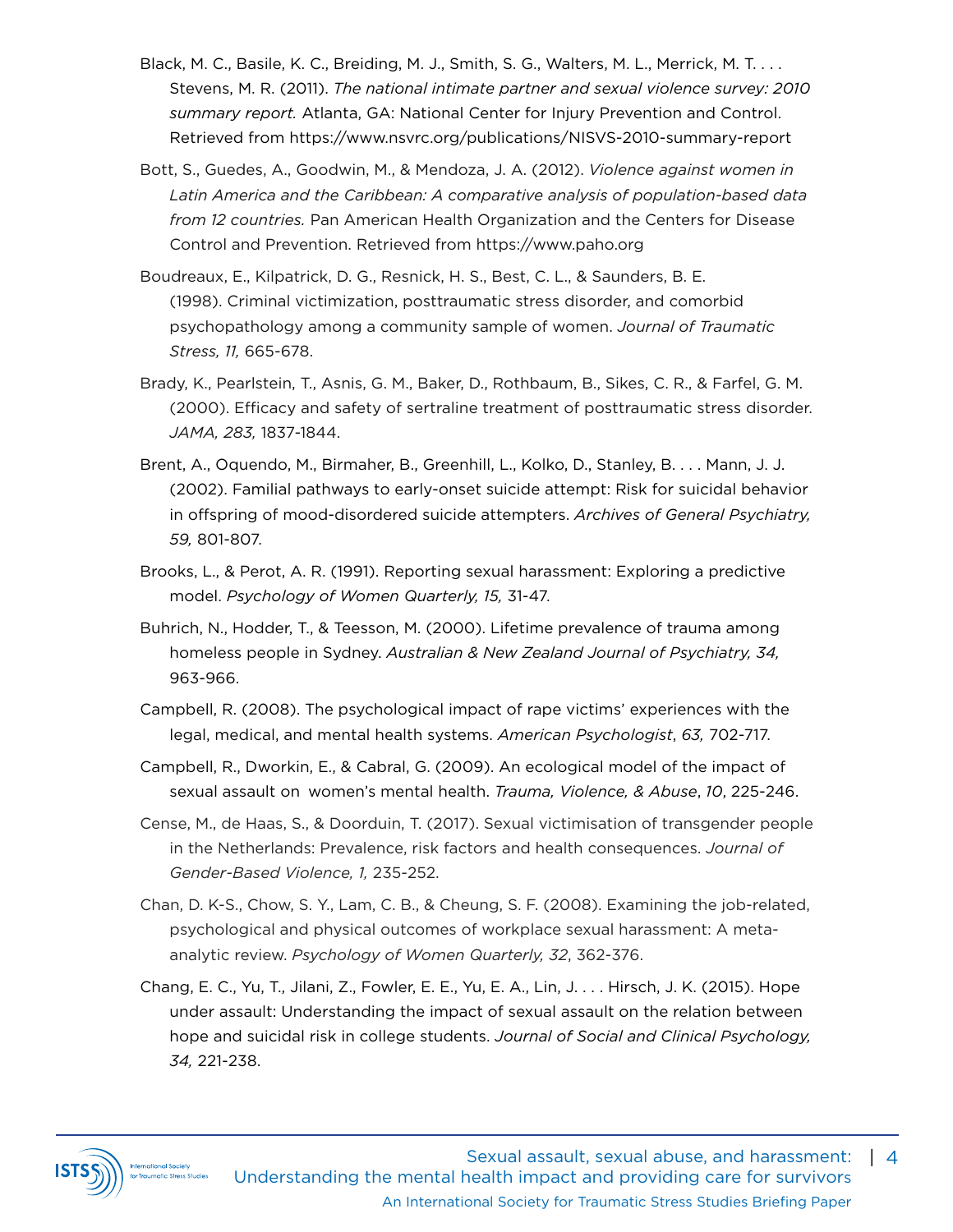Black, M. C., Basile, K. C., Breiding, M. J., Smith, S. G., Walters, M. L., Merrick, M. T. . . . Stevens, M. R. (2011). *The national intimate partner and sexual violence survey: 2010 summary report.* Atlanta, GA: National Center for Injury Prevention and Control. Retrieved from https://www.nsvrc.org/publications/NISVS-2010-summary-report

Bott, S., Guedes, A., Goodwin, M., & Mendoza, J. A. (2012). *Violence against women in Latin America and the Caribbean: A comparative analysis of population-based data from 12 countries.* Pan American Health Organization and the Centers for Disease Control and Prevention. Retrieved from https://www.paho.org

Boudreaux, E., Kilpatrick, D. G., Resnick, H. S., Best, C. L., & Saunders, B. E. (1998). Criminal victimization, posttraumatic stress disorder, and comorbid psychopathology among a community sample of women. *Journal of Traumatic Stress, 11,* 665-678.

Brady, K., Pearlstein, T., Asnis, G. M., Baker, D., Rothbaum, B., Sikes, C. R., & Farfel, G. M. (2000). Efficacy and safety of sertraline treatment of posttraumatic stress disorder. *JAMA, 283,* 1837-1844.

Brent, A., Oquendo, M., Birmaher, B., Greenhill, L., Kolko, D., Stanley, B. . . . Mann, J. J. (2002). Familial pathways to early-onset suicide attempt: Risk for suicidal behavior in offspring of mood-disordered suicide attempters. *Archives of General Psychiatry, 59,* 801-807.

Brooks, L., & Perot, A. R. (1991). Reporting sexual harassment: Exploring a predictive model. *Psychology of Women Quarterly, 15,* 31-47.

Buhrich, N., Hodder, T., & Teesson, M. (2000). Lifetime prevalence of trauma among homeless people in Sydney. *Australian & New Zealand Journal of Psychiatry, 34,* 963-966.

Campbell, R. (2008). The psychological impact of rape victims' experiences with the legal, medical, and mental health systems. *American Psychologist*, *63,* 702-717.

Campbell, R., Dworkin, E., & Cabral, G. (2009). An ecological model of the impact of sexual assault on women's mental health. *Trauma, Violence, & Abuse*, *10*, 225-246.

Cense, M., de Haas, S., & Doorduin, T. (2017). Sexual victimisation of transgender people in the Netherlands: Prevalence, risk factors and health consequences. *Journal of Gender-Based Violence, 1,* 235-252.

Chan, D. K-S., Chow, S. Y., Lam, C. B., & Cheung, S. F. (2008). Examining the job-related, psychological and physical outcomes of workplace sexual harassment: A meta-analytic review. *Psychology of Women Quarterly, 32*, 362-376.

Chang, E. C., Yu, T., Jilani, Z., Fowler, E. E., Yu, E. A., Lin, J. . . . Hirsch, J. K. (2015). Hope under assault: Understanding the impact of sexual assault on the relation between hope and suicidal risk in college students. *Journal of Social and Clinical Psychology, 34,* 221-238.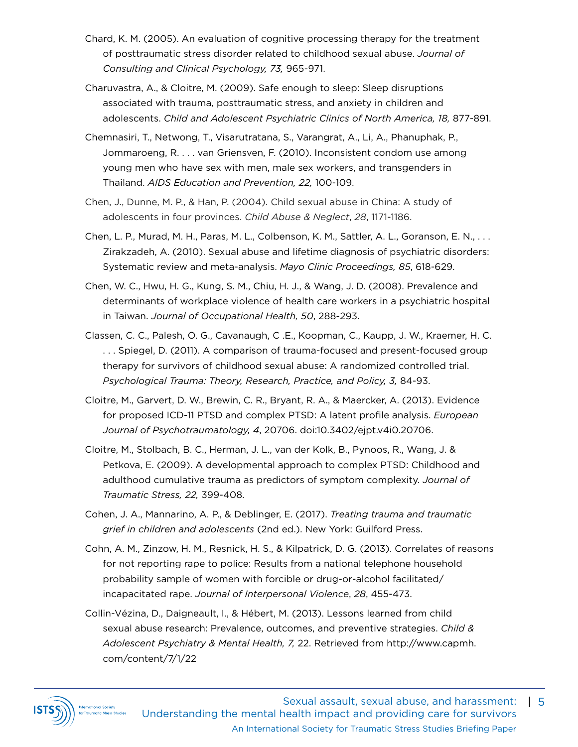Chard, K. M. (2005). An evaluation of cognitive processing therapy for the treatment of posttraumatic stress disorder related to childhood sexual abuse. *Journal of Consulting and Clinical Psychology, 73,* 965-971.

Charuvastra, A., & Cloitre, M. (2009). Safe enough to sleep: Sleep disruptions associated with trauma, posttraumatic stress, and anxiety in children and adolescents. *Child and Adolescent Psychiatric Clinics of North America, 18,* 877-891.

Chemnasiri, T., Netwong, T., Visarutratana, S., Varangrat, A., Li, A., Phanuphak, P., Jommaroeng, R. . . . van Griensven, F. (2010). Inconsistent condom use among young men who have sex with men, male sex workers, and transgenders in Thailand. *AIDS Education and Prevention, 22,* 100-109.

Chen, J., Dunne, M. P., & Han, P. (2004). Child sexual abuse in China: A study of adolescents in four provinces. *Child Abuse & Neglect*, *28*, 1171-1186.

Chen, L. P., Murad, M. H., Paras, M. L., Colbenson, K. M., Sattler, A. L., Goranson, E. N., . . . Zirakzadeh, A. (2010). Sexual abuse and lifetime diagnosis of psychiatric disorders: Systematic review and meta-analysis. *Mayo Clinic Proceedings, 85*, 618-629.

Chen, W. C., Hwu, H. G., Kung, S. M., Chiu, H. J., & Wang, J. D. (2008). Prevalence and determinants of workplace violence of health care workers in a psychiatric hospital in Taiwan. *Journal of Occupational Health, 50*, 288-293.

Classen, C. C., Palesh, O. G., Cavanaugh, C .E., Koopman, C., Kaupp, J. W., Kraemer, H. C. . . . Spiegel, D. (2011). A comparison of trauma-focused and present-focused group therapy for survivors of childhood sexual abuse: A randomized controlled trial. *Psychological Trauma: Theory, Research, Practice, and Policy, 3,* 84-93.

Cloitre, M., Garvert, D. W., Brewin, C. R., Bryant, R. A., & Maercker, A. (2013). Evidence for proposed ICD-11 PTSD and complex PTSD: A latent profile analysis. *European Journal of Psychotraumatology, 4*, 20706. doi:10.3402/ejpt.v4i0.20706.

Cloitre, M., Stolbach, B. C., Herman, J. L., van der Kolk, B., Pynoos, R., Wang, J. & Petkova, E. (2009). A developmental approach to complex PTSD: Childhood and adulthood cumulative trauma as predictors of symptom complexity. *Journal of Traumatic Stress, 22,* 399-408.

Cohen, J. A., Mannarino, A. P., & Deblinger, E. (2017). *Treating trauma and traumatic grief in children and adolescents* (2nd ed.). New York: Guilford Press.

Cohn, A. M., Zinzow, H. M., Resnick, H. S., & Kilpatrick, D. G. (2013). Correlates of reasons for not reporting rape to police: Results from a national telephone household probability sample of women with forcible or drug-or-alcohol facilitated/incapacitated rape. *Journal of Interpersonal Violence*, *28*, 455-473.

Collin-Vézina, D., Daigneault, I., & Hébert, M. (2013). Lessons learned from child sexual abuse research: Prevalence, outcomes, and preventive strategies. *Child & Adolescent Psychiatry & Mental Health, 7,* 22. Retrieved from http://www.capmh.com/content/7/1/22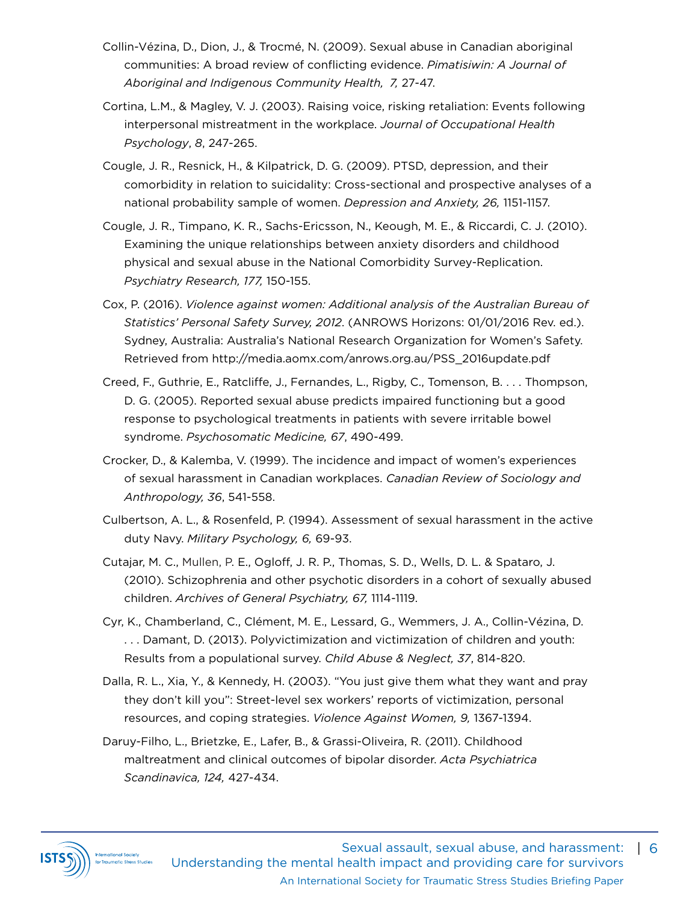Collin-Vézina, D., Dion, J., & Trocmé, N. (2009). Sexual abuse in Canadian aboriginal communities: A broad review of conflicting evidence. *Pimatisiwin: A Journal of Aboriginal and Indigenous Community Health, 7,* 27-47.

Cortina, L.M., & Magley, V. J. (2003). Raising voice, risking retaliation: Events following interpersonal mistreatment in the workplace. *Journal of Occupational Health Psychology*, *8*, 247-265.

Cougle, J. R., Resnick, H., & Kilpatrick, D. G. (2009). PTSD, depression, and their comorbidity in relation to suicidality: Cross-sectional and prospective analyses of a national probability sample of women. *Depression and Anxiety, 26,* 1151-1157.

Cougle, J. R., Timpano, K. R., Sachs-Ericsson, N., Keough, M. E., & Riccardi, C. J. (2010). Examining the unique relationships between anxiety disorders and childhood physical and sexual abuse in the National Comorbidity Survey-Replication. *Psychiatry Research, 177,* 150-155.

Cox, P. (2016). *Violence against women: Additional analysis of the Australian Bureau of Statistics' Personal Safety Survey, 2012*. (ANROWS Horizons: 01/01/2016 Rev. ed.). Sydney, Australia: Australia's National Research Organization for Women's Safety. Retrieved from http://media.aomx.com/anrows.org.au/PSS_2016update.pdf

Creed, F., Guthrie, E., Ratcliffe, J., Fernandes, L., Rigby, C., Tomenson, B. . . . Thompson, D. G. (2005). Reported sexual abuse predicts impaired functioning but a good response to psychological treatments in patients with severe irritable bowel syndrome. *Psychosomatic Medicine, 67*, 490-499.

Crocker, D., & Kalemba, V. (1999). The incidence and impact of women's experiences of sexual harassment in Canadian workplaces. *Canadian Review of Sociology and Anthropology, 36*, 541-558.

Culbertson, A. L., & Rosenfeld, P. (1994). Assessment of sexual harassment in the active duty Navy. *Military Psychology, 6,* 69-93.

Cutajar, M. C., Mullen, P. E., Ogloff, J. R. P., Thomas, S. D., Wells, D. L. & Spataro, J. (2010). Schizophrenia and other psychotic disorders in a cohort of sexually abused children. *Archives of General Psychiatry, 67,* 1114-1119.

Cyr, K., Chamberland, C., Clément, M. E., Lessard, G., Wemmers, J. A., Collin-Vézina, D. . . . Damant, D. (2013). Polyvictimization and victimization of children and youth: Results from a populational survey. *Child Abuse & Neglect, 37*, 814-820.

Dalla, R. L., Xia, Y., & Kennedy, H. (2003). "You just give them what they want and pray they don't kill you": Street-level sex workers' reports of victimization, personal resources, and coping strategies. *Violence Against Women, 9,* 1367-1394.

Daruy-Filho, L., Brietzke, E., Lafer, B., & Grassi-Oliveira, R. (2011). Childhood maltreatment and clinical outcomes of bipolar disorder. *Acta Psychiatrica Scandinavica, 124,* 427-434.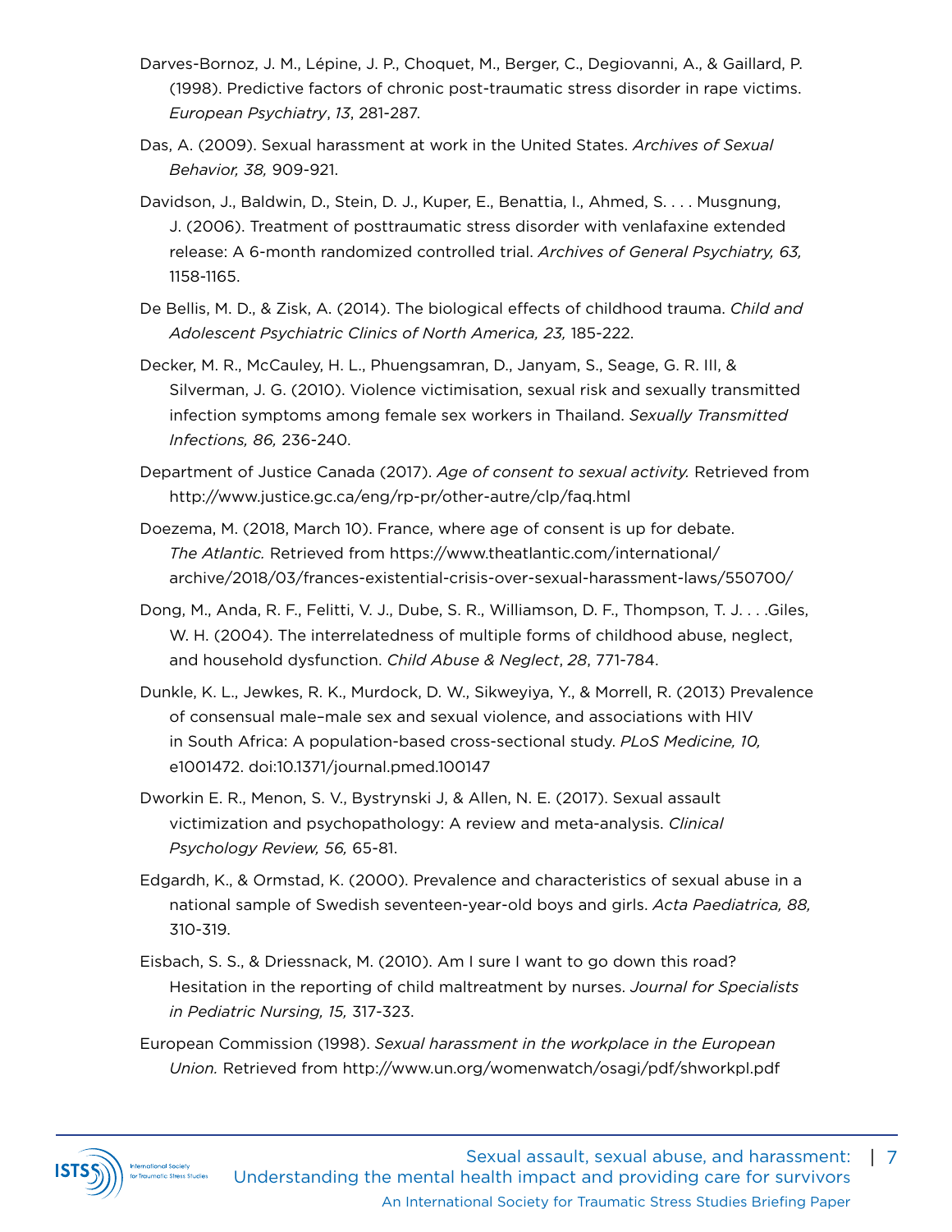Darves-Bornoz, J. M., Lépine, J. P., Choquet, M., Berger, C., Degiovanni, A., & Gaillard, P. (1998). Predictive factors of chronic post-traumatic stress disorder in rape victims. *European Psychiatry*, *13*, 281-287.

Das, A. (2009). Sexual harassment at work in the United States. *Archives of Sexual Behavior, 38,* 909-921.

Davidson, J., Baldwin, D., Stein, D. J., Kuper, E., Benattia, I., Ahmed, S. . . . Musgnung, J. (2006). Treatment of posttraumatic stress disorder with venlafaxine extended release: A 6-month randomized controlled trial. *Archives of General Psychiatry, 63,* 1158-1165.

De Bellis, M. D., & Zisk, A. (2014). The biological effects of childhood trauma. *Child and Adolescent Psychiatric Clinics of North America, 23,* 185-222.

Decker, M. R., McCauley, H. L., Phuengsamran, D., Janyam, S., Seage, G. R. III, & Silverman, J. G. (2010). Violence victimisation, sexual risk and sexually transmitted infection symptoms among female sex workers in Thailand. *Sexually Transmitted Infections, 86,* 236-240.

Department of Justice Canada (2017). *Age of consent to sexual activity.* Retrieved from http://www.justice.gc.ca/eng/rp-pr/other-autre/clp/faq.html

Doezema, M. (2018, March 10). France, where age of consent is up for debate. *The Atlantic.* Retrieved from https://www.theatlantic.com/international/archive/2018/03/frances-existential-crisis-over-sexual-harassment-laws/550700/

Dong, M., Anda, R. F., Felitti, V. J., Dube, S. R., Williamson, D. F., Thompson, T. J. . . .Giles, W. H. (2004). The interrelatedness of multiple forms of childhood abuse, neglect, and household dysfunction. *Child Abuse & Neglect*, *28*, 771-784.

Dunkle, K. L., Jewkes, R. K., Murdock, D. W., Sikweyiya, Y., & Morrell, R. (2013) Prevalence of consensual male–male sex and sexual violence, and associations with HIV in South Africa: A population-based cross-sectional study. *PLoS Medicine, 10,* e1001472. doi:10.1371/journal.pmed.100147

Dworkin E. R., Menon, S. V., Bystrynski J, & Allen, N. E. (2017). Sexual assault victimization and psychopathology: A review and meta-analysis. *Clinical Psychology Review, 56,* 65-81.

Edgardh, K., & Ormstad, K. (2000). Prevalence and characteristics of sexual abuse in a national sample of Swedish seventeen-year-old boys and girls. *Acta Paediatrica, 88,* 310-319.

Eisbach, S. S., & Driessnack, M. (2010). Am I sure I want to go down this road? Hesitation in the reporting of child maltreatment by nurses. *Journal for Specialists in Pediatric Nursing, 15,* 317-323.

European Commission (1998). *Sexual harassment in the workplace in the European Union.* Retrieved from http://www.un.org/womenwatch/osagi/pdf/shworkpl.pdf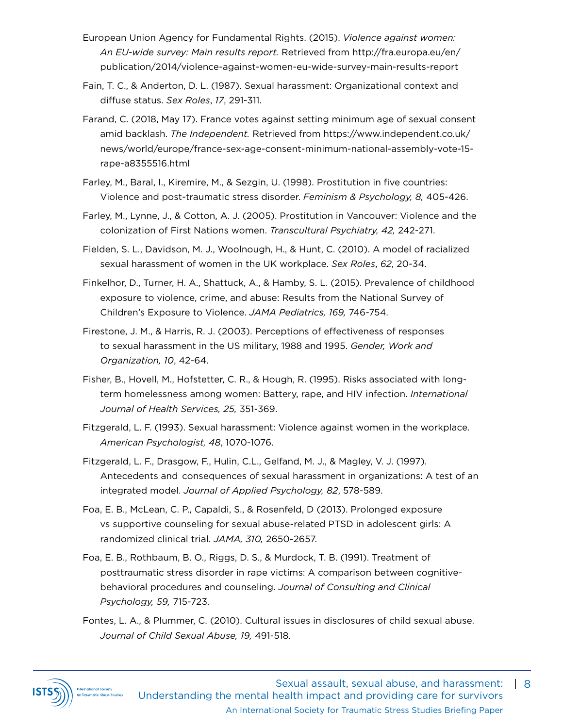European Union Agency for Fundamental Rights. (2015). *Violence against women: An EU-wide survey: Main results report.* Retrieved from http://fra.europa.eu/en/publication/2014/violence-against-women-eu-wide-survey-main-results-report

Fain, T. C., & Anderton, D. L. (1987). Sexual harassment: Organizational context and diffuse status. *Sex Roles*, *17*, 291-311.

Farand, C. (2018, May 17). France votes against setting minimum age of sexual consent amid backlash. *The Independent.* Retrieved from https://www.independent.co.uk/news/world/europe/france-sex-age-consent-minimum-national-assembly-vote-15-rape-a8355516.html

Farley, M., Baral, I., Kiremire, M., & Sezgin, U. (1998). Prostitution in five countries: Violence and post-traumatic stress disorder. *Feminism & Psychology, 8,* 405-426.

Farley, M., Lynne, J., & Cotton, A. J. (2005). Prostitution in Vancouver: Violence and the colonization of First Nations women. *Transcultural Psychiatry, 42,* 242-271.

Fielden, S. L., Davidson, M. J., Woolnough, H., & Hunt, C. (2010). A model of racialized sexual harassment of women in the UK workplace. *Sex Roles*, *62*, 20-34.

Finkelhor, D., Turner, H. A., Shattuck, A., & Hamby, S. L. (2015). Prevalence of childhood exposure to violence, crime, and abuse: Results from the National Survey of Children's Exposure to Violence. *JAMA Pediatrics, 169,* 746-754.

Firestone, J. M., & Harris, R. J. (2003). Perceptions of effectiveness of responses to sexual harassment in the US military, 1988 and 1995. *Gender, Work and Organization, 10*, 42-64.

Fisher, B., Hovell, M., Hofstetter, C. R., & Hough, R. (1995). Risks associated with long-term homelessness among women: Battery, rape, and HIV infection. *International Journal of Health Services, 25,* 351-369.

Fitzgerald, L. F. (1993). Sexual harassment: Violence against women in the workplace. *American Psychologist, 48*, 1070-1076.

Fitzgerald, L. F., Drasgow, F., Hulin, C.L., Gelfand, M. J., & Magley, V. J. (1997). Antecedents and consequences of sexual harassment in organizations: A test of an integrated model. *Journal of Applied Psychology, 82*, 578-589.

Foa, E. B., McLean, C. P., Capaldi, S., & Rosenfeld, D (2013). Prolonged exposure vs supportive counseling for sexual abuse-related PTSD in adolescent girls: A randomized clinical trial. *JAMA, 310,* 2650-2657.

Foa, E. B., Rothbaum, B. O., Riggs, D. S., & Murdock, T. B. (1991). Treatment of posttraumatic stress disorder in rape victims: A comparison between cognitive-behavioral procedures and counseling. *Journal of Consulting and Clinical Psychology, 59,* 715-723.

Fontes, L. A., & Plummer, C. (2010). Cultural issues in disclosures of child sexual abuse. *Journal of Child Sexual Abuse, 19,* 491-518.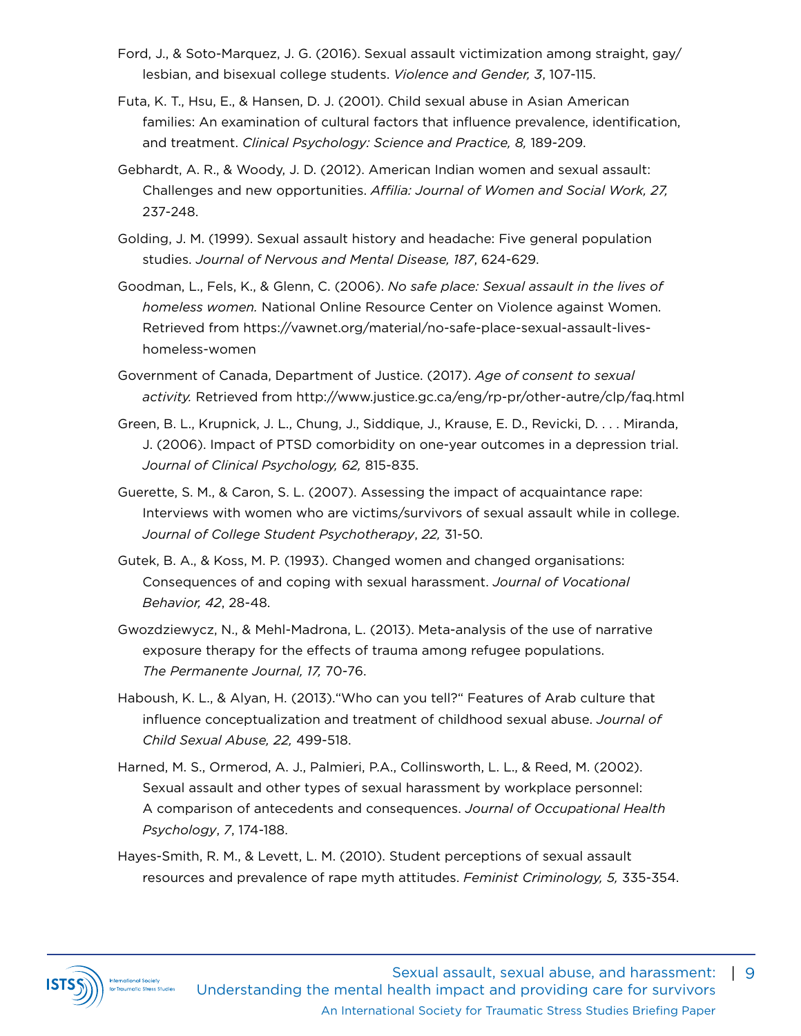Ford, J., & Soto-Marquez, J. G. (2016). Sexual assault victimization among straight, gay/lesbian, and bisexual college students. *Violence and Gender, 3*, 107-115.

Futa, K. T., Hsu, E., & Hansen, D. J. (2001). Child sexual abuse in Asian American families: An examination of cultural factors that influence prevalence, identification, and treatment. *Clinical Psychology: Science and Practice, 8,* 189-209.

Gebhardt, A. R., & Woody, J. D. (2012). American Indian women and sexual assault: Challenges and new opportunities. *Affilia: Journal of Women and Social Work, 27,* 237-248.

Golding, J. M. (1999). Sexual assault history and headache: Five general population studies. *Journal of Nervous and Mental Disease, 187*, 624-629.

Goodman, L., Fels, K., & Glenn, C. (2006). *No safe place: Sexual assault in the lives of homeless women.* National Online Resource Center on Violence against Women. Retrieved from https://vawnet.org/material/no-safe-place-sexual-assault-lives-homeless-women

Government of Canada, Department of Justice. (2017). *Age of consent to sexual activity.* Retrieved from http://www.justice.gc.ca/eng/rp-pr/other-autre/clp/faq.html

Green, B. L., Krupnick, J. L., Chung, J., Siddique, J., Krause, E. D., Revicki, D. . . . Miranda, J. (2006). Impact of PTSD comorbidity on one-year outcomes in a depression trial. *Journal of Clinical Psychology, 62,* 815-835.

Guerette, S. M., & Caron, S. L. (2007). Assessing the impact of acquaintance rape: Interviews with women who are victims/survivors of sexual assault while in college. *Journal of College Student Psychotherapy*, *22,* 31-50.

Gutek, B. A., & Koss, M. P. (1993). Changed women and changed organisations: Consequences of and coping with sexual harassment. *Journal of Vocational Behavior, 42*, 28-48.

Gwozdziewycz, N., & Mehl-Madrona, L. (2013). Meta-analysis of the use of narrative exposure therapy for the effects of trauma among refugee populations. *The Permanente Journal, 17,* 70-76.

Haboush, K. L., & Alyan, H. (2013).“Who can you tell?“ Features of Arab culture that influence conceptualization and treatment of childhood sexual abuse. *Journal of Child Sexual Abuse, 22,* 499-518.

Harned, M. S., Ormerod, A. J., Palmieri, P.A., Collinsworth, L. L., & Reed, M. (2002). Sexual assault and other types of sexual harassment by workplace personnel: A comparison of antecedents and consequences. *Journal of Occupational Health Psychology*, *7*, 174-188.

Hayes-Smith, R. M., & Levett, L. M. (2010). Student perceptions of sexual assault resources and prevalence of rape myth attitudes. *Feminist Criminology, 5,* 335-354.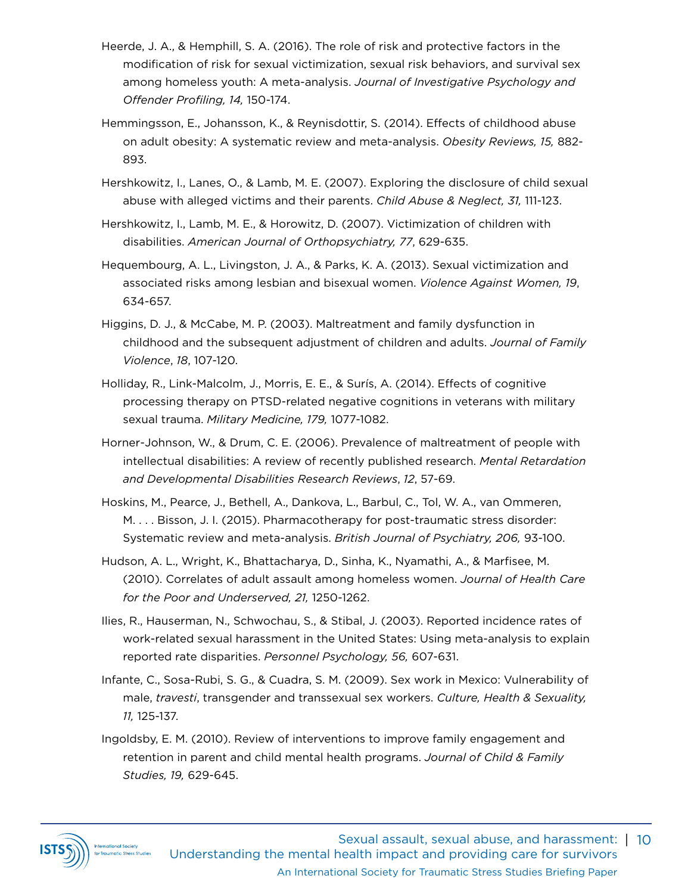Heerde, J. A., & Hemphill, S. A. (2016). The role of risk and protective factors in the modification of risk for sexual victimization, sexual risk behaviors, and survival sex among homeless youth: A meta-analysis. *Journal of Investigative Psychology and Offender Profiling, 14,* 150-174.

Hemmingsson, E., Johansson, K., & Reynisdottir, S. (2014). Effects of childhood abuse on adult obesity: A systematic review and meta-analysis. *Obesity Reviews, 15,* 882-893.

Hershkowitz, I., Lanes, O., & Lamb, M. E. (2007). Exploring the disclosure of child sexual abuse with alleged victims and their parents. *Child Abuse & Neglect, 31,* 111-123.

Hershkowitz, I., Lamb, M. E., & Horowitz, D. (2007). Victimization of children with disabilities. *American Journal of Orthopsychiatry, 77*, 629-635.

Hequembourg, A. L., Livingston, J. A., & Parks, K. A. (2013). Sexual victimization and associated risks among lesbian and bisexual women. *Violence Against Women, 19*, 634-657.

Higgins, D. J., & McCabe, M. P. (2003). Maltreatment and family dysfunction in childhood and the subsequent adjustment of children and adults. *Journal of Family Violence*, *18*, 107-120.

Holliday, R., Link-Malcolm, J., Morris, E. E., & Surís, A. (2014). Effects of cognitive processing therapy on PTSD-related negative cognitions in veterans with military sexual trauma. *Military Medicine, 179,* 1077-1082.

Horner-Johnson, W., & Drum, C. E. (2006). Prevalence of maltreatment of people with intellectual disabilities: A review of recently published research. *Mental Retardation and Developmental Disabilities Research Reviews*, *12*, 57-69.

Hoskins, M., Pearce, J., Bethell, A., Dankova, L., Barbul, C., Tol, W. A., van Ommeren, M. . . . Bisson, J. I. (2015). Pharmacotherapy for post-traumatic stress disorder: Systematic review and meta-analysis. *British Journal of Psychiatry, 206,* 93-100.

Hudson, A. L., Wright, K., Bhattacharya, D., Sinha, K., Nyamathi, A., & Marfisee, M. (2010). Correlates of adult assault among homeless women. *Journal of Health Care for the Poor and Underserved, 21,* 1250-1262.

Ilies, R., Hauserman, N., Schwochau, S., & Stibal, J. (2003). Reported incidence rates of work-related sexual harassment in the United States: Using meta-analysis to explain reported rate disparities. *Personnel Psychology, 56,* 607-631.

Infante, C., Sosa-Rubi, S. G., & Cuadra, S. M. (2009). Sex work in Mexico: Vulnerability of male, *travesti*, transgender and transsexual sex workers. *Culture, Health & Sexuality, 11,* 125-137.

Ingoldsby, E. M. (2010). Review of interventions to improve family engagement and retention in parent and child mental health programs. *Journal of Child & Family Studies, 19,* 629-645.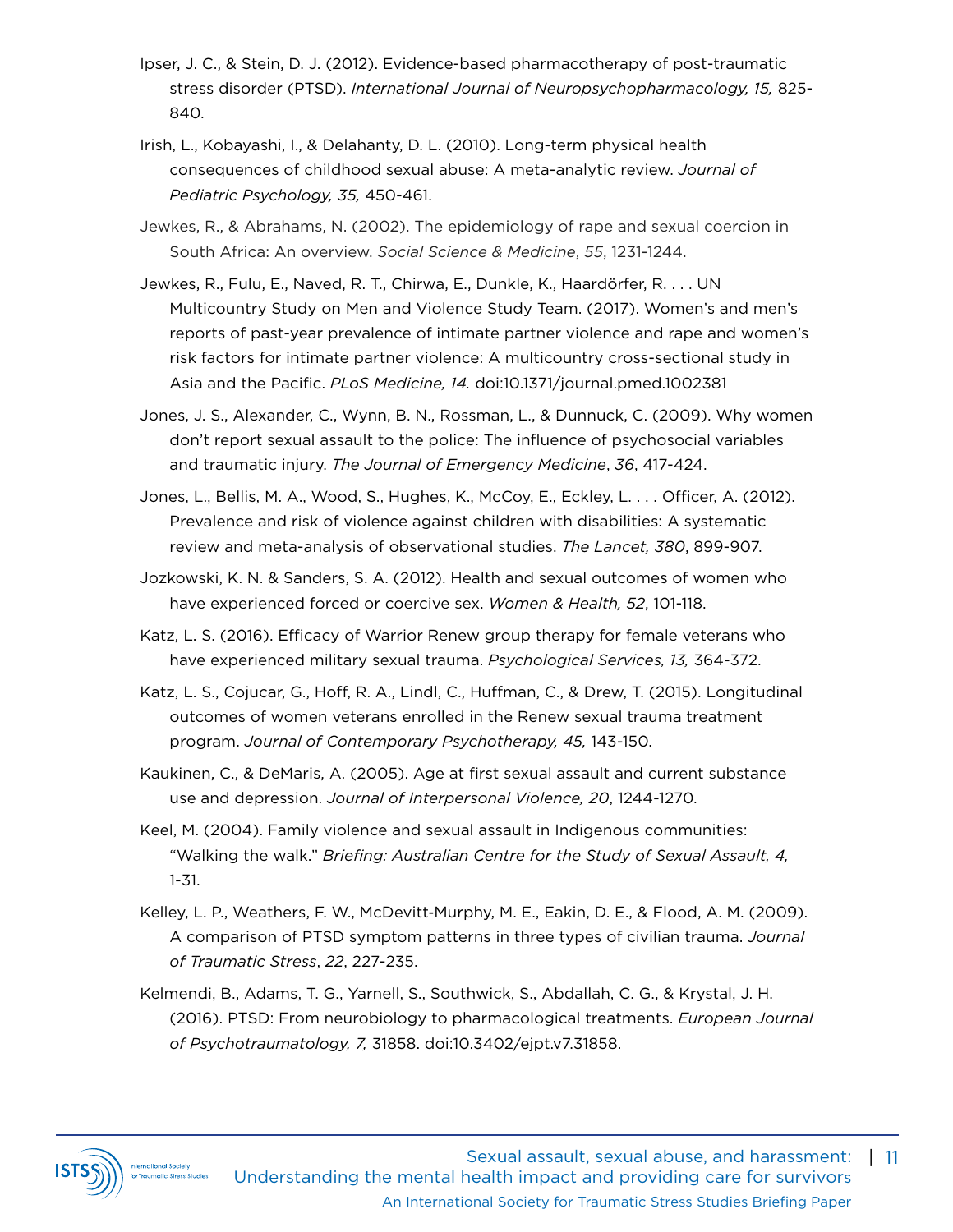Ipser, J. C., & Stein, D. J. (2012). Evidence-based pharmacotherapy of post-traumatic stress disorder (PTSD). *International Journal of Neuropsychopharmacology, 15,* 825-840.

Irish, L., Kobayashi, I., & Delahanty, D. L. (2010). Long-term physical health consequences of childhood sexual abuse: A meta-analytic review. *Journal of Pediatric Psychology, 35,* 450-461.

Jewkes, R., & Abrahams, N. (2002). The epidemiology of rape and sexual coercion in South Africa: An overview. *Social Science & Medicine*, *55*, 1231-1244.

Jewkes, R., Fulu, E., Naved, R. T., Chirwa, E., Dunkle, K., Haardörfer, R. . . . UN Multicountry Study on Men and Violence Study Team. (2017). Women's and men's reports of past-year prevalence of intimate partner violence and rape and women's risk factors for intimate partner violence: A multicountry cross-sectional study in Asia and the Pacific. *PLoS Medicine, 14.* doi:10.1371/journal.pmed.1002381

Jones, J. S., Alexander, C., Wynn, B. N., Rossman, L., & Dunnuck, C. (2009). Why women don't report sexual assault to the police: The influence of psychosocial variables and traumatic injury. *The Journal of Emergency Medicine*, *36*, 417-424.

Jones, L., Bellis, M. A., Wood, S., Hughes, K., McCoy, E., Eckley, L. . . . Officer, A. (2012). Prevalence and risk of violence against children with disabilities: A systematic review and meta-analysis of observational studies. *The Lancet, 380*, 899-907.

Jozkowski, K. N. & Sanders, S. A. (2012). Health and sexual outcomes of women who have experienced forced or coercive sex. *Women & Health, 52*, 101-118.

Katz, L. S. (2016). Efficacy of Warrior Renew group therapy for female veterans who have experienced military sexual trauma. *Psychological Services, 13,* 364-372.

Katz, L. S., Cojucar, G., Hoff, R. A., Lindl, C., Huffman, C., & Drew, T. (2015). Longitudinal outcomes of women veterans enrolled in the Renew sexual trauma treatment program. *Journal of Contemporary Psychotherapy, 45,* 143-150.

Kaukinen, C., & DeMaris, A. (2005). Age at first sexual assault and current substance use and depression. *Journal of Interpersonal Violence, 20*, 1244-1270.

Keel, M. (2004). Family violence and sexual assault in Indigenous communities: "Walking the walk." *Briefing: Australian Centre for the Study of Sexual Assault, 4,* 1-31.

Kelley, L. P., Weathers, F. W., McDevitt-Murphy, M. E., Eakin, D. E., & Flood, A. M. (2009). A comparison of PTSD symptom patterns in three types of civilian trauma. *Journal of Traumatic Stress*, *22*, 227-235.

Kelmendi, B., Adams, T. G., Yarnell, S., Southwick, S., Abdallah, C. G., & Krystal, J. H. (2016). PTSD: From neurobiology to pharmacological treatments. *European Journal of Psychotraumatology, 7,* 31858. doi:10.3402/ejpt.v7.31858.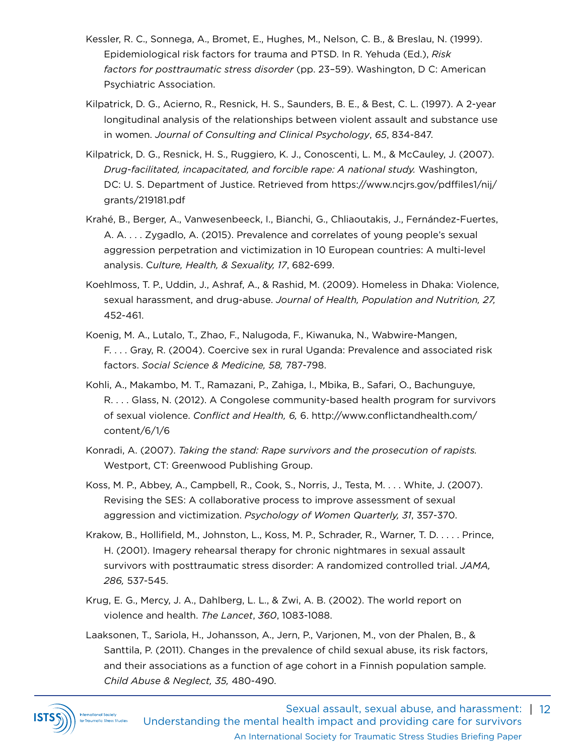Kessler, R. C., Sonnega, A., Bromet, E., Hughes, M., Nelson, C. B., & Breslau, N. (1999). Epidemiological risk factors for trauma and PTSD. In R. Yehuda (Ed.), *Risk factors for posttraumatic stress disorder* (pp. 23–59). Washington, D C: American Psychiatric Association.

Kilpatrick, D. G., Acierno, R., Resnick, H. S., Saunders, B. E., & Best, C. L. (1997). A 2-year longitudinal analysis of the relationships between violent assault and substance use in women. *Journal of Consulting and Clinical Psychology*, *65*, 834-847.

Kilpatrick, D. G., Resnick, H. S., Ruggiero, K. J., Conoscenti, L. M., & McCauley, J. (2007). *Drug-facilitated, incapacitated, and forcible rape: A national study.* Washington, DC: U. S. Department of Justice. Retrieved from https://www.ncjrs.gov/pdffiles1/nij/grants/219181.pdf

Krahé, B., Berger, A., Vanwesenbeeck, I., Bianchi, G., Chliaoutakis, J., Fernández-Fuertes, A. A. . . . Zygadlo, A. (2015). Prevalence and correlates of young people's sexual aggression perpetration and victimization in 10 European countries: A multi-level analysis. *Culture, Health, & Sexuality, 17*, 682-699.

Koehlmoss, T. P., Uddin, J., Ashraf, A., & Rashid, M. (2009). Homeless in Dhaka: Violence, sexual harassment, and drug-abuse. *Journal of Health, Population and Nutrition, 27,* 452-461.

Koenig, M. A., Lutalo, T., Zhao, F., Nalugoda, F., Kiwanuka, N., Wabwire-Mangen, F. . . . Gray, R. (2004). Coercive sex in rural Uganda: Prevalence and associated risk factors. *Social Science & Medicine, 58,* 787-798.

Kohli, A., Makambo, M. T., Ramazani, P., Zahiga, I., Mbika, B., Safari, O., Bachunguye, R. . . . Glass, N. (2012). A Congolese community-based health program for survivors of sexual violence. *Conflict and Health, 6,* 6. http://www.conflictandhealth.com/content/6/1/6

Konradi, A. (2007). *Taking the stand: Rape survivors and the prosecution of rapists.* Westport, CT: Greenwood Publishing Group.

Koss, M. P., Abbey, A., Campbell, R., Cook, S., Norris, J., Testa, M. . . . White, J. (2007). Revising the SES: A collaborative process to improve assessment of sexual aggression and victimization. *Psychology of Women Quarterly, 31*, 357-370.

Krakow, B., Hollifield, M., Johnston, L., Koss, M. P., Schrader, R., Warner, T. D. . . . . Prince, H. (2001). Imagery rehearsal therapy for chronic nightmares in sexual assault survivors with posttraumatic stress disorder: A randomized controlled trial. *JAMA, 286,* 537-545.

Krug, E. G., Mercy, J. A., Dahlberg, L. L., & Zwi, A. B. (2002). The world report on violence and health. *The Lancet*, *360*, 1083-1088.

Laaksonen, T., Sariola, H., Johansson, A., Jern, P., Varjonen, M., von der Phalen, B., & Santtila, P. (2011). Changes in the prevalence of child sexual abuse, its risk factors, and their associations as a function of age cohort in a Finnish population sample. *Child Abuse & Neglect, 35,* 480-490.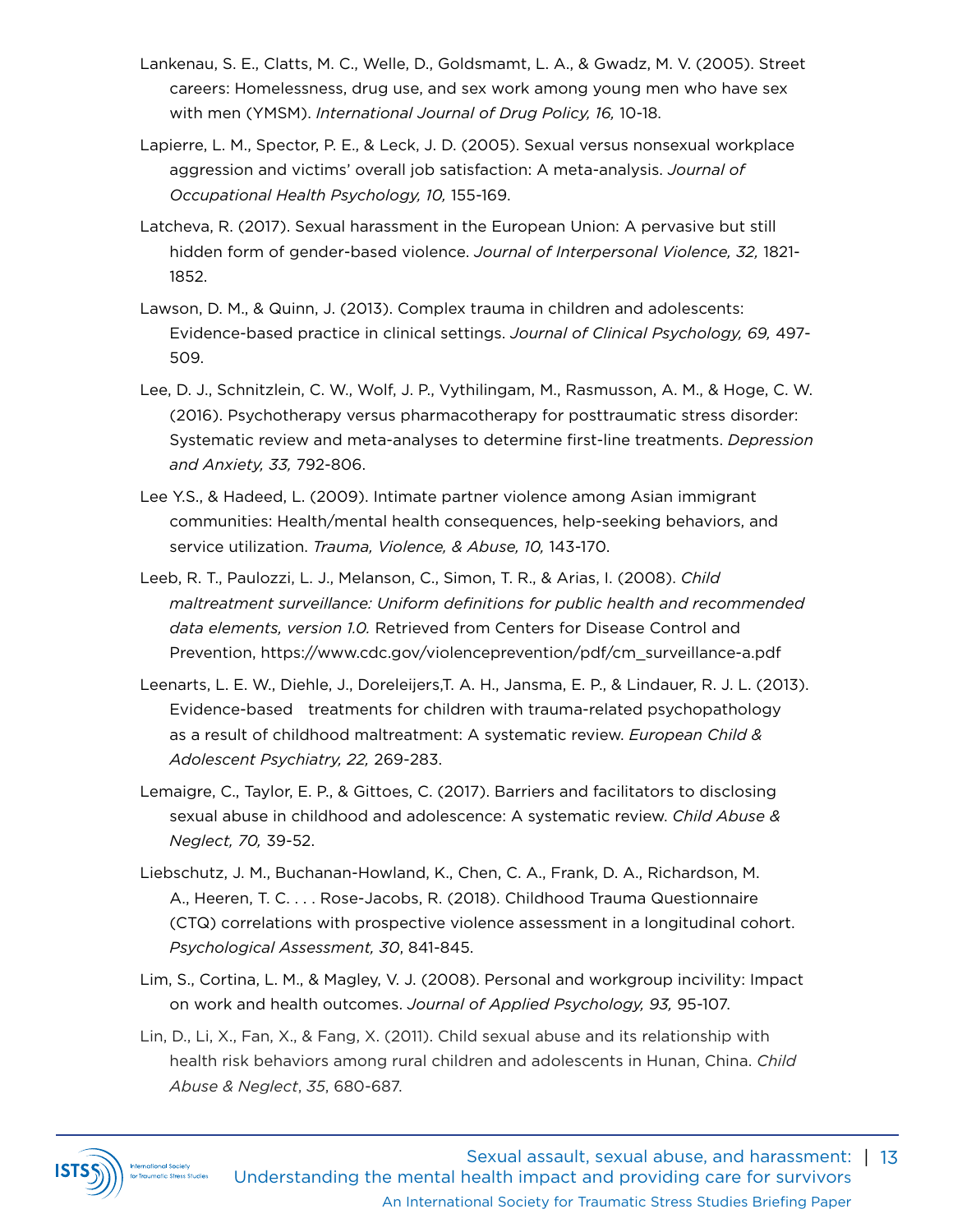Lankenau, S. E., Clatts, M. C., Welle, D., Goldsmamt, L. A., & Gwadz, M. V. (2005). Street careers: Homelessness, drug use, and sex work among young men who have sex with men (YMSM). *International Journal of Drug Policy, 16,* 10-18.

Lapierre, L. M., Spector, P. E., & Leck, J. D. (2005). Sexual versus nonsexual workplace aggression and victims' overall job satisfaction: A meta-analysis. *Journal of Occupational Health Psychology, 10,* 155-169.

Latcheva, R. (2017). Sexual harassment in the European Union: A pervasive but still hidden form of gender-based violence. *Journal of Interpersonal Violence, 32,* 1821-1852.

Lawson, D. M., & Quinn, J. (2013). Complex trauma in children and adolescents: Evidence-based practice in clinical settings. *Journal of Clinical Psychology, 69,* 497-509.

Lee, D. J., Schnitzlein, C. W., Wolf, J. P., Vythilingam, M., Rasmusson, A. M., & Hoge, C. W. (2016). Psychotherapy versus pharmacotherapy for posttraumatic stress disorder: Systematic review and meta-analyses to determine first-line treatments. *Depression and Anxiety, 33,* 792-806.

Lee Y.S., & Hadeed, L. (2009). Intimate partner violence among Asian immigrant communities: Health/mental health consequences, help-seeking behaviors, and service utilization. *Trauma, Violence, & Abuse, 10,* 143-170.

Leeb, R. T., Paulozzi, L. J., Melanson, C., Simon, T. R., & Arias, I. (2008). *Child maltreatment surveillance: Uniform definitions for public health and recommended data elements, version 1.0.* Retrieved from Centers for Disease Control and Prevention, https://www.cdc.gov/violenceprevention/pdf/cm_surveillance-a.pdf

Leenarts, L. E. W., Diehle, J., Doreleijers,T. A. H., Jansma, E. P., & Lindauer, R. J. L. (2013). Evidence-based treatments for children with trauma-related psychopathology as a result of childhood maltreatment: A systematic review. *European Child & Adolescent Psychiatry, 22,* 269-283.

Lemaigre, C., Taylor, E. P., & Gittoes, C. (2017). Barriers and facilitators to disclosing sexual abuse in childhood and adolescence: A systematic review. *Child Abuse & Neglect, 70,* 39-52.

Liebschutz, J. M., Buchanan-Howland, K., Chen, C. A., Frank, D. A., Richardson, M. A., Heeren, T. C. . . . Rose-Jacobs, R. (2018). Childhood Trauma Questionnaire (CTQ) correlations with prospective violence assessment in a longitudinal cohort. *Psychological Assessment, 30*, 841-845.

Lim, S., Cortina, L. M., & Magley, V. J. (2008). Personal and workgroup incivility: Impact on work and health outcomes. *Journal of Applied Psychology, 93,* 95-107.

Lin, D., Li, X., Fan, X., & Fang, X. (2011). Child sexual abuse and its relationship with health risk behaviors among rural children and adolescents in Hunan, China. *Child Abuse & Neglect*, *35*, 680-687.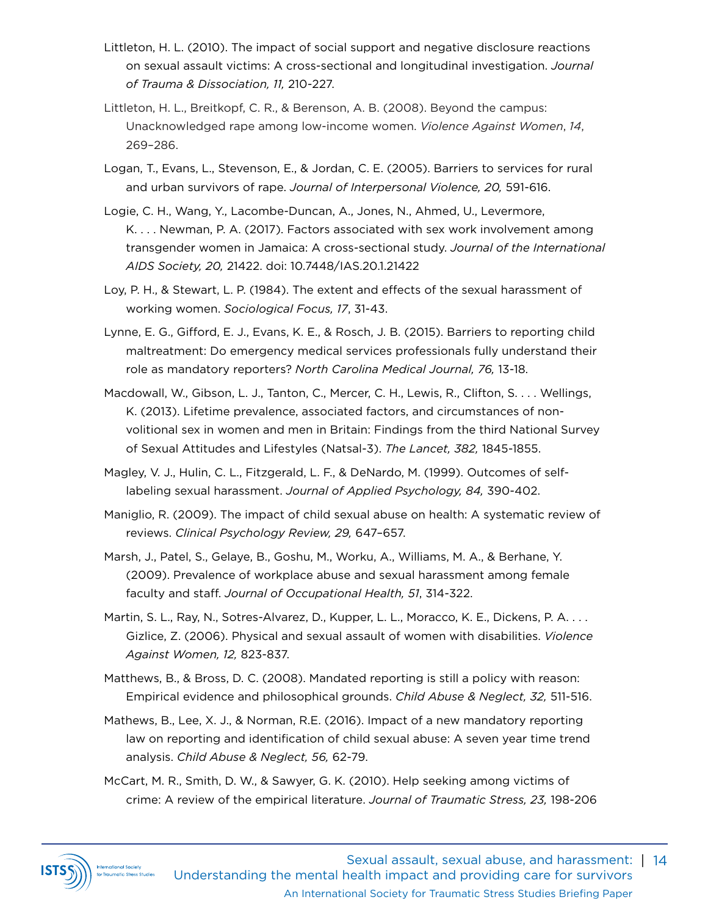Littleton, H. L. (2010). The impact of social support and negative disclosure reactions on sexual assault victims: A cross-sectional and longitudinal investigation. *Journal of Trauma & Dissociation, 11,* 210-227.

Littleton, H. L., Breitkopf, C. R., & Berenson, A. B. (2008). Beyond the campus: Unacknowledged rape among low-income women. *Violence Against Women*, *14*, 269–286.

Logan, T., Evans, L., Stevenson, E., & Jordan, C. E. (2005). Barriers to services for rural and urban survivors of rape. *Journal of Interpersonal Violence, 20,* 591-616.

Logie, C. H., Wang, Y., Lacombe-Duncan, A., Jones, N., Ahmed, U., Levermore, K. . . . Newman, P. A. (2017). Factors associated with sex work involvement among transgender women in Jamaica: A cross-sectional study. *Journal of the International AIDS Society, 20,* 21422. doi: 10.7448/IAS.20.1.21422

Loy, P. H., & Stewart, L. P. (1984). The extent and effects of the sexual harassment of working women. *Sociological Focus, 17*, 31-43.

Lynne, E. G., Gifford, E. J., Evans, K. E., & Rosch, J. B. (2015). Barriers to reporting child maltreatment: Do emergency medical services professionals fully understand their role as mandatory reporters? *North Carolina Medical Journal, 76,* 13-18.

Macdowall, W., Gibson, L. J., Tanton, C., Mercer, C. H., Lewis, R., Clifton, S. . . . Wellings, K. (2013). Lifetime prevalence, associated factors, and circumstances of non-volitional sex in women and men in Britain: Findings from the third National Survey of Sexual Attitudes and Lifestyles (Natsal-3). *The Lancet, 382,* 1845-1855.

Magley, V. J., Hulin, C. L., Fitzgerald, L. F., & DeNardo, M. (1999). Outcomes of self-labeling sexual harassment. *Journal of Applied Psychology, 84,* 390-402.

Maniglio, R. (2009). The impact of child sexual abuse on health: A systematic review of reviews. *Clinical Psychology Review, 29,* 647–657.

Marsh, J., Patel, S., Gelaye, B., Goshu, M., Worku, A., Williams, M. A., & Berhane, Y. (2009). Prevalence of workplace abuse and sexual harassment among female faculty and staff. *Journal of Occupational Health, 51*, 314-322.

Martin, S. L., Ray, N., Sotres-Alvarez, D., Kupper, L. L., Moracco, K. E., Dickens, P. A. . . . Gizlice, Z. (2006). Physical and sexual assault of women with disabilities. *Violence Against Women, 12,* 823-837.

Matthews, B., & Bross, D. C. (2008). Mandated reporting is still a policy with reason: Empirical evidence and philosophical grounds. *Child Abuse & Neglect, 32,* 511-516.

Mathews, B., Lee, X. J., & Norman, R.E. (2016). Impact of a new mandatory reporting law on reporting and identification of child sexual abuse: A seven year time trend analysis. *Child Abuse & Neglect, 56,* 62-79.

McCart, M. R., Smith, D. W., & Sawyer, G. K. (2010). Help seeking among victims of crime: A review of the empirical literature. *Journal of Traumatic Stress, 23,* 198-206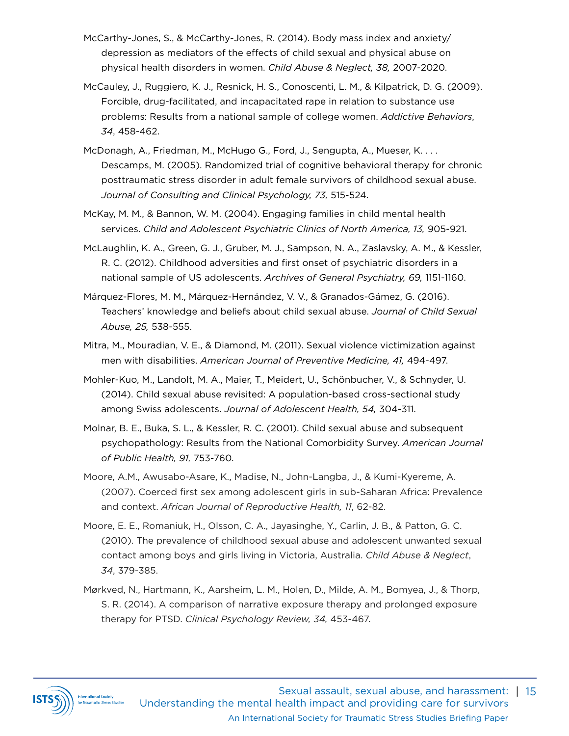McCarthy-Jones, S., & McCarthy-Jones, R. (2014). Body mass index and anxiety/depression as mediators of the effects of child sexual and physical abuse on physical health disorders in women. *Child Abuse & Neglect, 38,* 2007-2020.

McCauley, J., Ruggiero, K. J., Resnick, H. S., Conoscenti, L. M., & Kilpatrick, D. G. (2009). Forcible, drug-facilitated, and incapacitated rape in relation to substance use problems: Results from a national sample of college women. *Addictive Behaviors*, *34*, 458-462.

McDonagh, A., Friedman, M., McHugo G., Ford, J., Sengupta, A., Mueser, K. . . . Descamps, M. (2005). Randomized trial of cognitive behavioral therapy for chronic posttraumatic stress disorder in adult female survivors of childhood sexual abuse. *Journal of Consulting and Clinical Psychology, 73,* 515-524.

McKay, M. M., & Bannon, W. M. (2004). Engaging families in child mental health services. *Child and Adolescent Psychiatric Clinics of North America, 13,* 905-921.

McLaughlin, K. A., Green, G. J., Gruber, M. J., Sampson, N. A., Zaslavsky, A. M., & Kessler, R. C. (2012). Childhood adversities and first onset of psychiatric disorders in a national sample of US adolescents. *Archives of General Psychiatry, 69,* 1151-1160.

Márquez-Flores, M. M., Márquez-Hernández, V. V., & Granados-Gámez, G. (2016). Teachers' knowledge and beliefs about child sexual abuse. *Journal of Child Sexual Abuse, 25,* 538-555.

Mitra, M., Mouradian, V. E., & Diamond, M. (2011). Sexual violence victimization against men with disabilities. *American Journal of Preventive Medicine, 41,* 494-497.

Mohler-Kuo, M., Landolt, M. A., Maier, T., Meidert, U., Schönbucher, V., & Schnyder, U. (2014). Child sexual abuse revisited: A population-based cross-sectional study among Swiss adolescents. *Journal of Adolescent Health, 54,* 304-311.

Molnar, B. E., Buka, S. L., & Kessler, R. C. (2001). Child sexual abuse and subsequent psychopathology: Results from the National Comorbidity Survey. *American Journal of Public Health, 91,* 753-760.

Moore, A.M., Awusabo-Asare, K., Madise, N., John-Langba, J., & Kumi-Kyereme, A. (2007). Coerced first sex among adolescent girls in sub-Saharan Africa: Prevalence and context. *African Journal of Reproductive Health, 11*, 62-82.

Moore, E. E., Romaniuk, H., Olsson, C. A., Jayasinghe, Y., Carlin, J. B., & Patton, G. C. (2010). The prevalence of childhood sexual abuse and adolescent unwanted sexual contact among boys and girls living in Victoria, Australia. *Child Abuse & Neglect*, *34*, 379-385.

Mørkved, N., Hartmann, K., Aarsheim, L. M., Holen, D., Milde, A. M., Bomyea, J., & Thorp, S. R. (2014). A comparison of narrative exposure therapy and prolonged exposure therapy for PTSD. *Clinical Psychology Review, 34,* 453-467.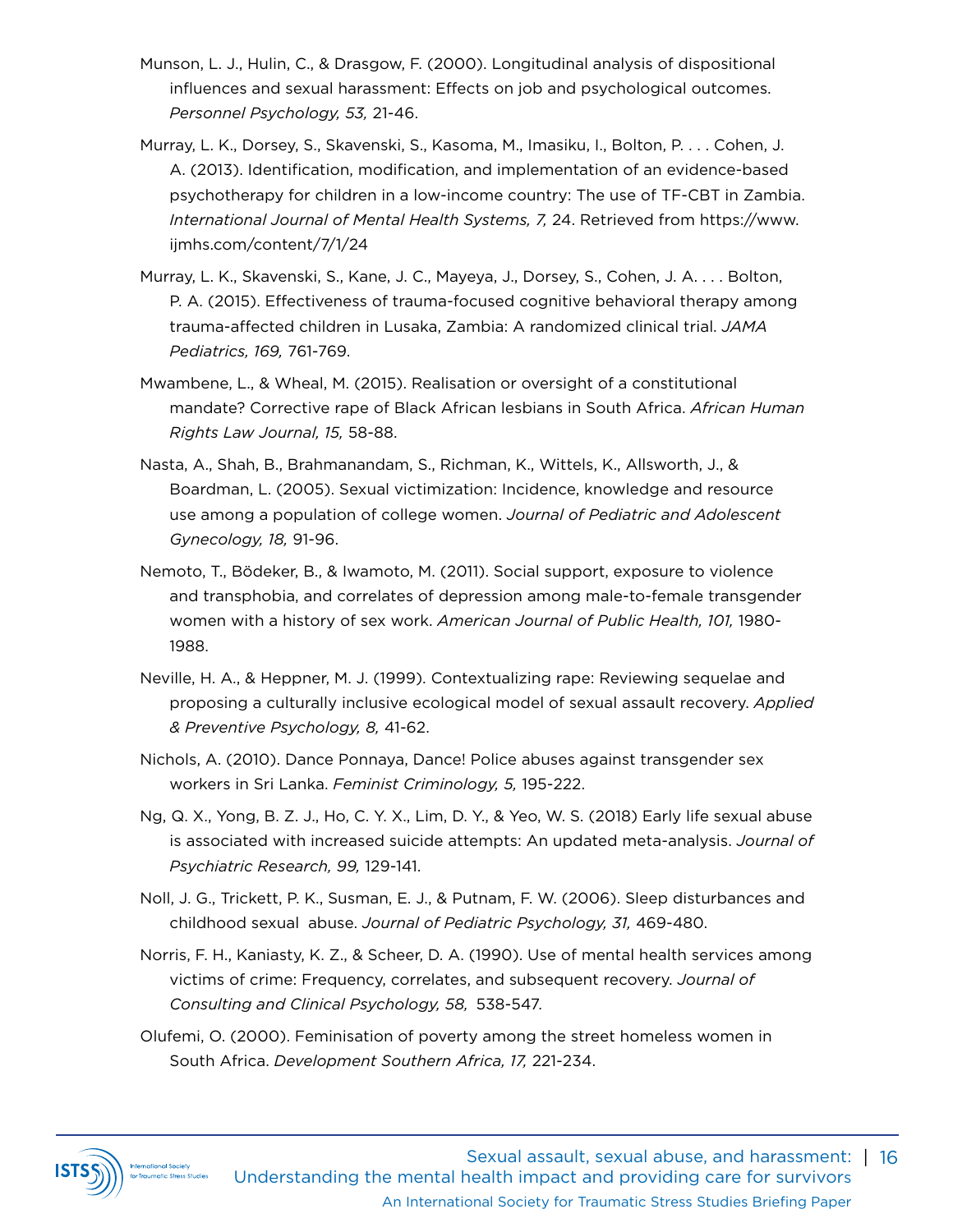Munson, L. J., Hulin, C., & Drasgow, F. (2000). Longitudinal analysis of dispositional influences and sexual harassment: Effects on job and psychological outcomes. *Personnel Psychology, 53,* 21-46.

Murray, L. K., Dorsey, S., Skavenski, S., Kasoma, M., Imasiku, I., Bolton, P. . . . Cohen, J. A. (2013). Identification, modification, and implementation of an evidence-based psychotherapy for children in a low-income country: The use of TF-CBT in Zambia. *International Journal of Mental Health Systems, 7,* 24. Retrieved from https://www.ijmhs.com/content/7/1/24

Murray, L. K., Skavenski, S., Kane, J. C., Mayeya, J., Dorsey, S., Cohen, J. A. . . . Bolton, P. A. (2015). Effectiveness of trauma-focused cognitive behavioral therapy among trauma-affected children in Lusaka, Zambia: A randomized clinical trial. *JAMA Pediatrics, 169,* 761-769.

Mwambene, L., & Wheal, M. (2015). Realisation or oversight of a constitutional mandate? Corrective rape of Black African lesbians in South Africa. *African Human Rights Law Journal, 15,* 58-88.

Nasta, A., Shah, B., Brahmanandam, S., Richman, K., Wittels, K., Allsworth, J., & Boardman, L. (2005). Sexual victimization: Incidence, knowledge and resource use among a population of college women. *Journal of Pediatric and Adolescent Gynecology, 18,* 91-96.

Nemoto, T., Bödeker, B., & Iwamoto, M. (2011). Social support, exposure to violence and transphobia, and correlates of depression among male-to-female transgender women with a history of sex work. *American Journal of Public Health, 101,* 1980-1988.

Neville, H. A., & Heppner, M. J. (1999). Contextualizing rape: Reviewing sequelae and proposing a culturally inclusive ecological model of sexual assault recovery. *Applied & Preventive Psychology, 8,* 41-62.

Nichols, A. (2010). Dance Ponnaya, Dance! Police abuses against transgender sex workers in Sri Lanka. *Feminist Criminology, 5,* 195-222.

Ng, Q. X., Yong, B. Z. J., Ho, C. Y. X., Lim, D. Y., & Yeo, W. S. (2018) Early life sexual abuse is associated with increased suicide attempts: An updated meta-analysis. *Journal of Psychiatric Research, 99,* 129-141.

Noll, J. G., Trickett, P. K., Susman, E. J., & Putnam, F. W. (2006). Sleep disturbances and childhood sexual abuse. *Journal of Pediatric Psychology, 31,* 469-480.

Norris, F. H., Kaniasty, K. Z., & Scheer, D. A. (1990). Use of mental health services among victims of crime: Frequency, correlates, and subsequent recovery. *Journal of Consulting and Clinical Psychology, 58,* 538-547.

Olufemi, O. (2000). Feminisation of poverty among the street homeless women in South Africa. *Development Southern Africa, 17,* 221-234.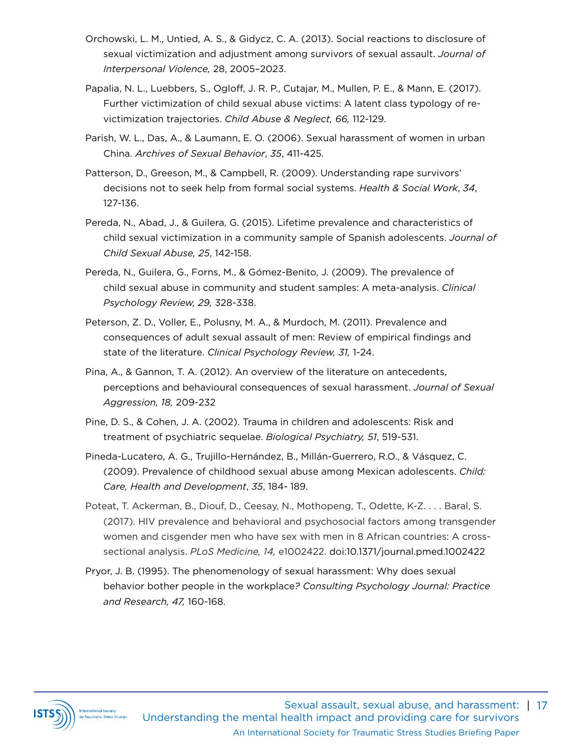Orchowski, L. M., Untied, A. S., & Gidycz, C. A. (2013). Social reactions to disclosure of sexual victimization and adjustment among survivors of sexual assault. *Journal of Interpersonal Violence,* 28, 2005–2023.

Papalia, N. L., Luebbers, S., Ogloff, J. R. P., Cutajar, M., Mullen, P. E., & Mann, E. (2017). Further victimization of child sexual abuse victims: A latent class typology of re-victimization trajectories. *Child Abuse & Neglect, 66,* 112-129.

Parish, W. L., Das, A., & Laumann, E. O. (2006). Sexual harassment of women in urban China. *Archives of Sexual Behavior*, *35*, 411-425.

Patterson, D., Greeson, M., & Campbell, R. (2009). Understanding rape survivors' decisions not to seek help from formal social systems. *Health & Social Work*, *34*, 127-136.

Pereda, N., Abad, J., & Guilera, G. (2015). Lifetime prevalence and characteristics of child sexual victimization in a community sample of Spanish adolescents. *Journal of Child Sexual Abuse, 25*, 142-158.

Pereda, N., Guilera, G., Forns, M., & Gómez-Benito, J. (2009). The prevalence of child sexual abuse in community and student samples: A meta-analysis. *Clinical Psychology Review, 29,* 328-338.

Peterson, Z. D., Voller, E., Polusny, M. A., & Murdoch, M. (2011). Prevalence and consequences of adult sexual assault of men: Review of empirical findings and state of the literature. *Clinical Psychology Review, 31,* 1-24.

Pina, A., & Gannon, T. A. (2012). An overview of the literature on antecedents, perceptions and behavioural consequences of sexual harassment. *Journal of Sexual Aggression, 18,* 209-232

Pine, D. S., & Cohen, J. A. (2002). Trauma in children and adolescents: Risk and treatment of psychiatric sequelae. *Biological Psychiatry, 51*, 519-531.

Pineda-Lucatero, A. G., Trujillo-Hernández, B., Millán-Guerrero, R.O., & Vásquez, C. (2009). Prevalence of childhood sexual abuse among Mexican adolescents. *Child: Care, Health and Development*, *35*, 184- 189.

Poteat, T. Ackerman, B., Diouf, D., Ceesay, N., Mothopeng, T., Odette, K-Z. . . . Baral, S. (2017). HIV prevalence and behavioral and psychosocial factors among transgender women and cisgender men who have sex with men in 8 African countries: A cross-sectional analysis. *PLoS Medicine, 14,* e1002422. doi:10.1371/journal.pmed.1002422

Pryor, J. B. (1995). The phenomenology of sexual harassment: Why does sexual behavior bother people in the workplace*? Consulting Psychology Journal: Practice and Research, 47,* 160-168.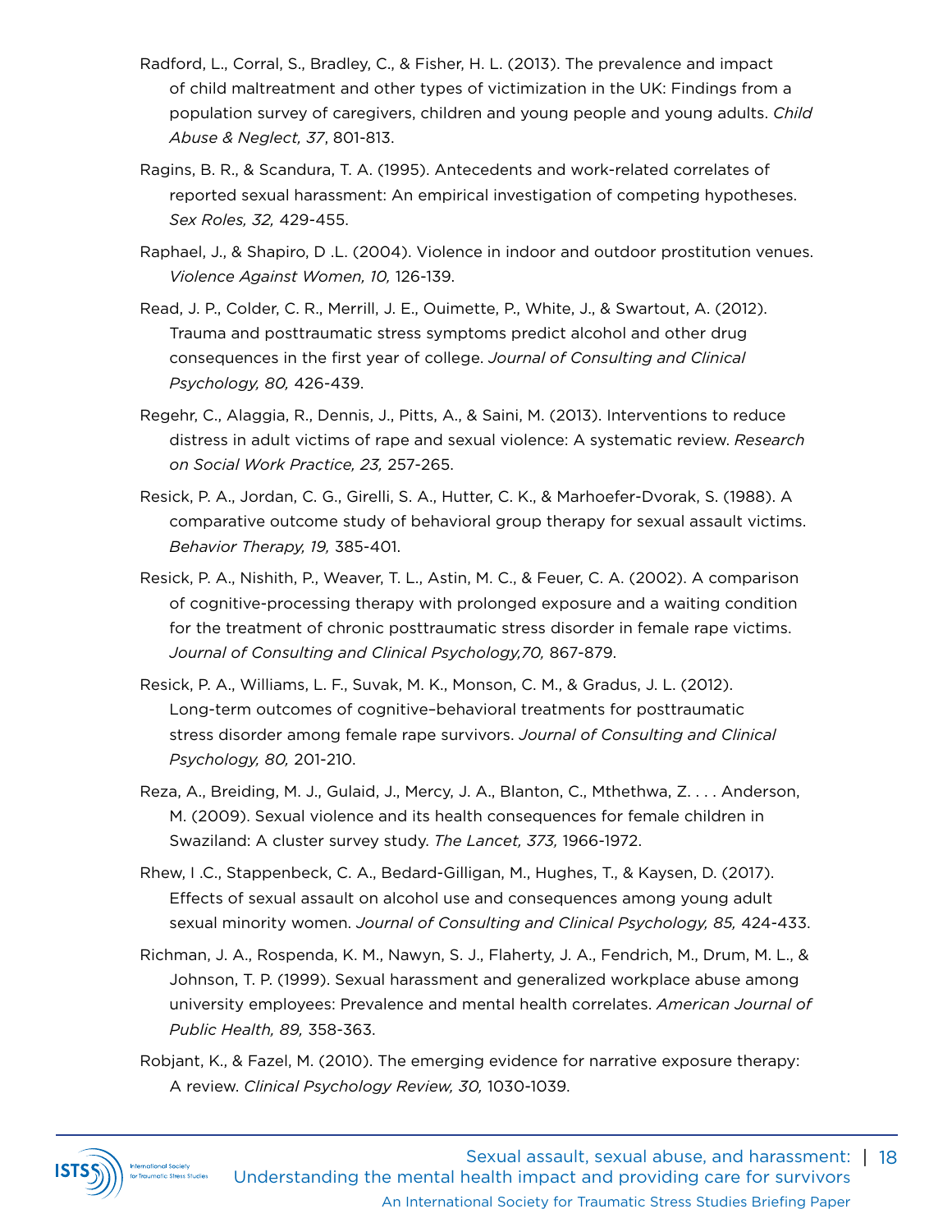Radford, L., Corral, S., Bradley, C., & Fisher, H. L. (2013). The prevalence and impact of child maltreatment and other types of victimization in the UK: Findings from a population survey of caregivers, children and young people and young adults. *Child Abuse & Neglect, 37*, 801-813.

Ragins, B. R., & Scandura, T. A. (1995). Antecedents and work-related correlates of reported sexual harassment: An empirical investigation of competing hypotheses. *Sex Roles, 32,* 429-455.

Raphael, J., & Shapiro, D .L. (2004). Violence in indoor and outdoor prostitution venues. *Violence Against Women, 10,* 126-139.

Read, J. P., Colder, C. R., Merrill, J. E., Ouimette, P., White, J., & Swartout, A. (2012). Trauma and posttraumatic stress symptoms predict alcohol and other drug consequences in the first year of college. *Journal of Consulting and Clinical Psychology, 80,* 426-439.

Regehr, C., Alaggia, R., Dennis, J., Pitts, A., & Saini, M. (2013). Interventions to reduce distress in adult victims of rape and sexual violence: A systematic review. *Research on Social Work Practice, 23,* 257-265.

Resick, P. A., Jordan, C. G., Girelli, S. A., Hutter, C. K., & Marhoefer-Dvorak, S. (1988). A comparative outcome study of behavioral group therapy for sexual assault victims. *Behavior Therapy, 19,* 385-401.

Resick, P. A., Nishith, P., Weaver, T. L., Astin, M. C., & Feuer, C. A. (2002). A comparison of cognitive-processing therapy with prolonged exposure and a waiting condition for the treatment of chronic posttraumatic stress disorder in female rape victims. *Journal of Consulting and Clinical Psychology,70,* 867-879.

Resick, P. A., Williams, L. F., Suvak, M. K., Monson, C. M., & Gradus, J. L. (2012). Long-term outcomes of cognitive–behavioral treatments for posttraumatic stress disorder among female rape survivors. *Journal of Consulting and Clinical Psychology, 80,* 201-210.

Reza, A., Breiding, M. J., Gulaid, J., Mercy, J. A., Blanton, C., Mthethwa, Z. . . . Anderson, M. (2009). Sexual violence and its health consequences for female children in Swaziland: A cluster survey study. *The Lancet, 373,* 1966-1972.

Rhew, I .C., Stappenbeck, C. A., Bedard-Gilligan, M., Hughes, T., & Kaysen, D. (2017). Effects of sexual assault on alcohol use and consequences among young adult sexual minority women. *Journal of Consulting and Clinical Psychology, 85,* 424-433.

Richman, J. A., Rospenda, K. M., Nawyn, S. J., Flaherty, J. A., Fendrich, M., Drum, M. L., & Johnson, T. P. (1999). Sexual harassment and generalized workplace abuse among university employees: Prevalence and mental health correlates. *American Journal of Public Health, 89,* 358-363.

Robjant, K., & Fazel, M. (2010). The emerging evidence for narrative exposure therapy: A review. *Clinical Psychology Review, 30,* 1030-1039.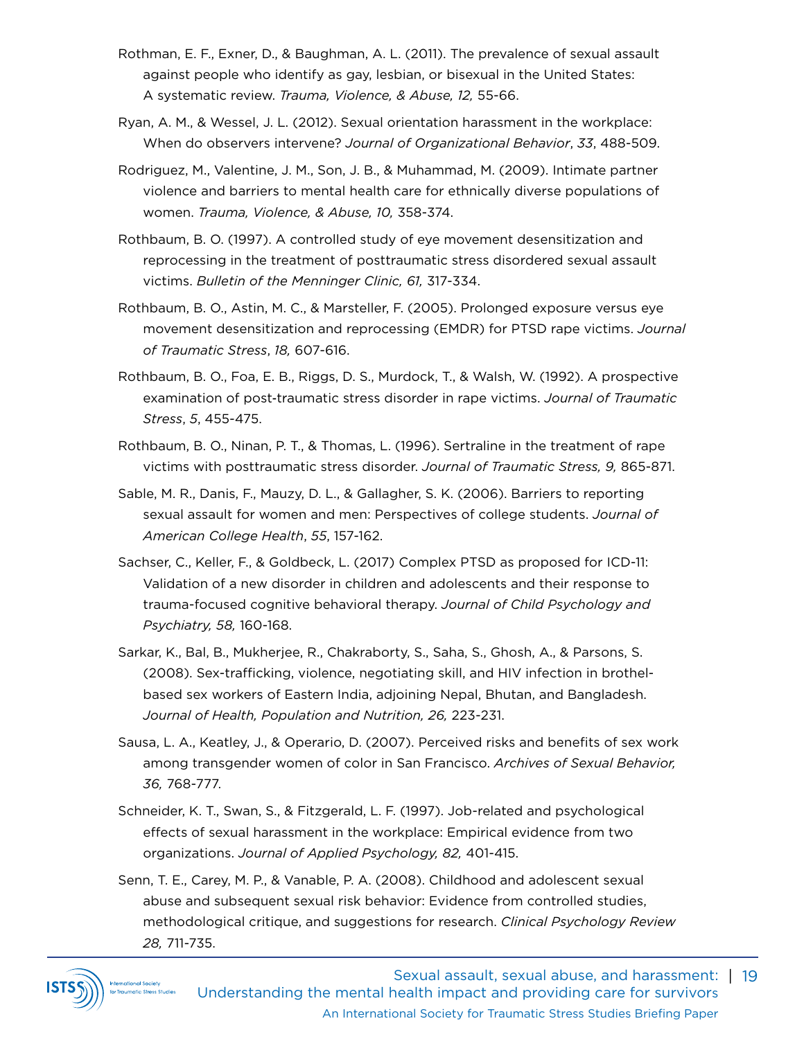Rothman, E. F., Exner, D., & Baughman, A. L. (2011). The prevalence of sexual assault against people who identify as gay, lesbian, or bisexual in the United States: A systematic review. *Trauma, Violence, & Abuse, 12,* 55-66.

Ryan, A. M., & Wessel, J. L. (2012). Sexual orientation harassment in the workplace: When do observers intervene? *Journal of Organizational Behavior*, *33*, 488-509.

Rodriguez, M., Valentine, J. M., Son, J. B., & Muhammad, M. (2009). Intimate partner violence and barriers to mental health care for ethnically diverse populations of women. *Trauma, Violence, & Abuse, 10,* 358-374.

Rothbaum, B. O. (1997). A controlled study of eye movement desensitization and reprocessing in the treatment of posttraumatic stress disordered sexual assault victims. *Bulletin of the Menninger Clinic, 61,* 317-334.

Rothbaum, B. O., Astin, M. C., & Marsteller, F. (2005). Prolonged exposure versus eye movement desensitization and reprocessing (EMDR) for PTSD rape victims. *Journal of Traumatic Stress*, *18,* 607-616.

Rothbaum, B. O., Foa, E. B., Riggs, D. S., Murdock, T., & Walsh, W. (1992). A prospective examination of post-traumatic stress disorder in rape victims. *Journal of Traumatic Stress*, *5*, 455-475.

Rothbaum, B. O., Ninan, P. T., & Thomas, L. (1996). Sertraline in the treatment of rape victims with posttraumatic stress disorder. *Journal of Traumatic Stress, 9,* 865-871.

Sable, M. R., Danis, F., Mauzy, D. L., & Gallagher, S. K. (2006). Barriers to reporting sexual assault for women and men: Perspectives of college students. *Journal of American College Health*, *55*, 157-162.

Sachser, C., Keller, F., & Goldbeck, L. (2017) Complex PTSD as proposed for ICD-11: Validation of a new disorder in children and adolescents and their response to trauma-focused cognitive behavioral therapy. *Journal of Child Psychology and Psychiatry, 58,* 160-168.

Sarkar, K., Bal, B., Mukherjee, R., Chakraborty, S., Saha, S., Ghosh, A., & Parsons, S. (2008). Sex-trafficking, violence, negotiating skill, and HIV infection in brothel-based sex workers of Eastern India, adjoining Nepal, Bhutan, and Bangladesh. *Journal of Health, Population and Nutrition, 26,* 223-231.

Sausa, L. A., Keatley, J., & Operario, D. (2007). Perceived risks and benefits of sex work among transgender women of color in San Francisco. *Archives of Sexual Behavior, 36,* 768-777.

Schneider, K. T., Swan, S., & Fitzgerald, L. F. (1997). Job-related and psychological effects of sexual harassment in the workplace: Empirical evidence from two organizations. *Journal of Applied Psychology, 82,* 401-415.

Senn, T. E., Carey, M. P., & Vanable, P. A. (2008). Childhood and adolescent sexual abuse and subsequent sexual risk behavior: Evidence from controlled studies, methodological critique, and suggestions for research. *Clinical Psychology Review 28,* 711-735.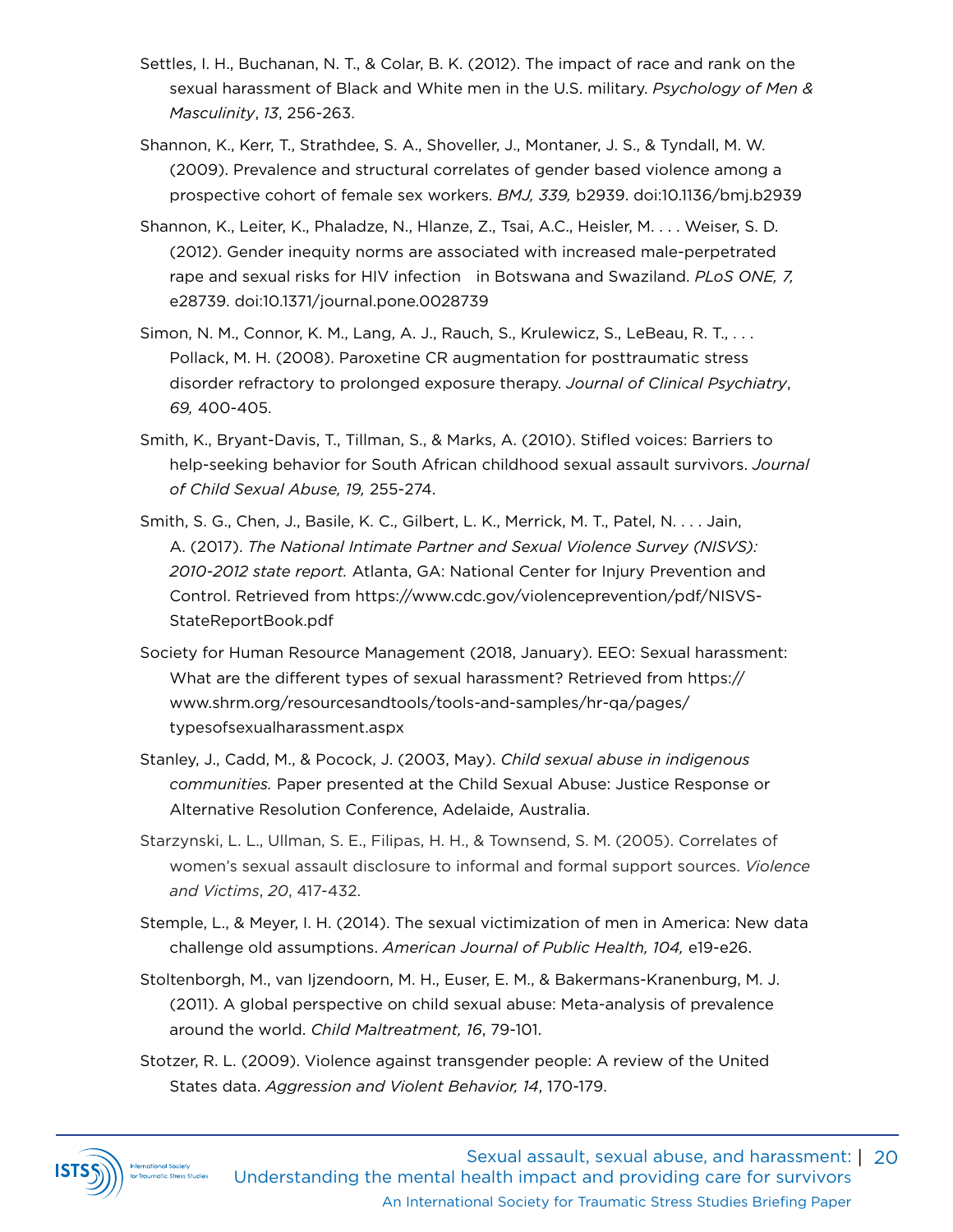Settles, I. H., Buchanan, N. T., & Colar, B. K. (2012). The impact of race and rank on the sexual harassment of Black and White men in the U.S. military. *Psychology of Men & Masculinity*, *13*, 256-263.

Shannon, K., Kerr, T., Strathdee, S. A., Shoveller, J., Montaner, J. S., & Tyndall, M. W. (2009). Prevalence and structural correlates of gender based violence among a prospective cohort of female sex workers. *BMJ, 339,* b2939. doi:10.1136/bmj.b2939

Shannon, K., Leiter, K., Phaladze, N., Hlanze, Z., Tsai, A.C., Heisler, M. . . . Weiser, S. D. (2012). Gender inequity norms are associated with increased male-perpetrated rape and sexual risks for HIV infection in Botswana and Swaziland. *PLoS ONE, 7,* e28739. doi:10.1371/journal.pone.0028739

Simon, N. M., Connor, K. M., Lang, A. J., Rauch, S., Krulewicz, S., LeBeau, R. T., . . . Pollack, M. H. (2008). Paroxetine CR augmentation for posttraumatic stress disorder refractory to prolonged exposure therapy. *Journal of Clinical Psychiatry*, *69,* 400-405.

Smith, K., Bryant-Davis, T., Tillman, S., & Marks, A. (2010). Stifled voices: Barriers to help-seeking behavior for South African childhood sexual assault survivors. *Journal of Child Sexual Abuse, 19,* 255-274.

Smith, S. G., Chen, J., Basile, K. C., Gilbert, L. K., Merrick, M. T., Patel, N. . . . Jain, A. (2017). *The National Intimate Partner and Sexual Violence Survey (NISVS): 2010-2012 state report.* Atlanta, GA: National Center for Injury Prevention and Control. Retrieved from https://www.cdc.gov/violenceprevention/pdf/NISVS-StateReportBook.pdf

Society for Human Resource Management (2018, January). EEO: Sexual harassment: What are the different types of sexual harassment? Retrieved from https://www.shrm.org/resourcesandtools/tools-and-samples/hr-qa/pages/typesofsexualharassment.aspx

Stanley, J., Cadd, M., & Pocock, J. (2003, May). *Child sexual abuse in indigenous communities.* Paper presented at the Child Sexual Abuse: Justice Response or Alternative Resolution Conference, Adelaide, Australia.

Starzynski, L. L., Ullman, S. E., Filipas, H. H., & Townsend, S. M. (2005). Correlates of women's sexual assault disclosure to informal and formal support sources. *Violence and Victims*, *20*, 417-432.

Stemple, L., & Meyer, I. H. (2014). The sexual victimization of men in America: New data challenge old assumptions. *American Journal of Public Health, 104,* e19-e26.

Stoltenborgh, M., van Ijzendoorn, M. H., Euser, E. M., & Bakermans-Kranenburg, M. J. (2011). A global perspective on child sexual abuse: Meta-analysis of prevalence around the world. *Child Maltreatment, 16*, 79-101.

Stotzer, R. L. (2009). Violence against transgender people: A review of the United States data. *Aggression and Violent Behavior, 14*, 170-179.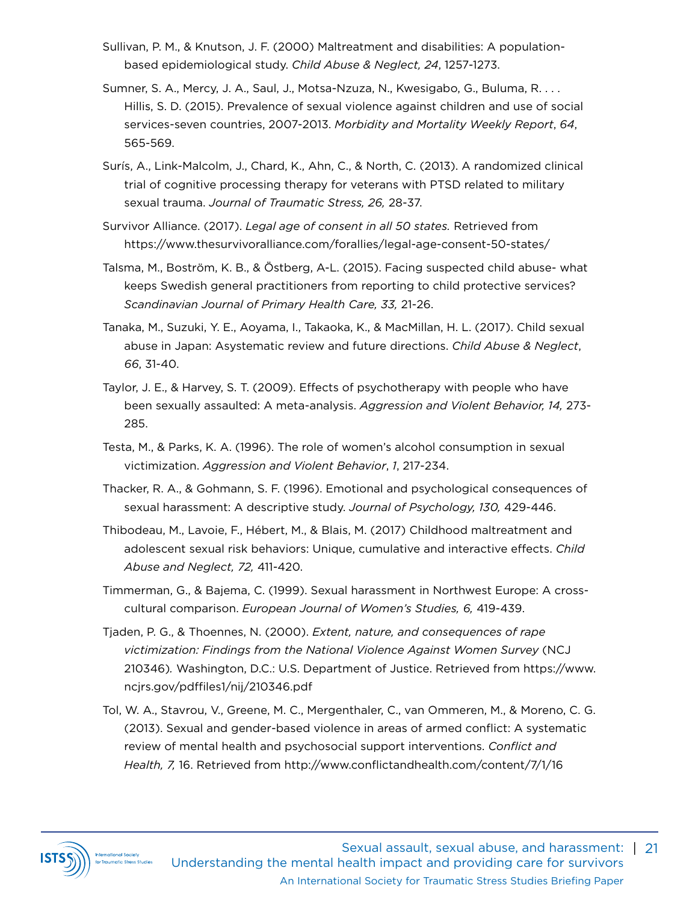Sullivan, P. M., & Knutson, J. F. (2000) Maltreatment and disabilities: A population-based epidemiological study. *Child Abuse & Neglect, 24*, 1257-1273.

Sumner, S. A., Mercy, J. A., Saul, J., Motsa-Nzuza, N., Kwesigabo, G., Buluma, R. . . . Hillis, S. D. (2015). Prevalence of sexual violence against children and use of social services-seven countries, 2007-2013. *Morbidity and Mortality Weekly Report*, *64*, 565-569.

Surís, A., Link-Malcolm, J., Chard, K., Ahn, C., & North, C. (2013). A randomized clinical trial of cognitive processing therapy for veterans with PTSD related to military sexual trauma. *Journal of Traumatic Stress, 26,* 28-37.

Survivor Alliance. (2017). *Legal age of consent in all 50 states.* Retrieved from https://www.thesurvivoralliance.com/forallies/legal-age-consent-50-states/

Talsma, M., Boström, K. B., & Östberg, A-L. (2015). Facing suspected child abuse- what keeps Swedish general practitioners from reporting to child protective services? *Scandinavian Journal of Primary Health Care, 33,* 21-26.

Tanaka, M., Suzuki, Y. E., Aoyama, I., Takaoka, K., & MacMillan, H. L. (2017). Child sexual abuse in Japan: Asystematic review and future directions. *Child Abuse & Neglect*, *66*, 31-40.

Taylor, J. E., & Harvey, S. T. (2009). Effects of psychotherapy with people who have been sexually assaulted: A meta-analysis. *Aggression and Violent Behavior, 14,* 273-285.

Testa, M., & Parks, K. A. (1996). The role of women's alcohol consumption in sexual victimization. *Aggression and Violent Behavior*, *1*, 217-234.

Thacker, R. A., & Gohmann, S. F. (1996). Emotional and psychological consequences of sexual harassment: A descriptive study. *Journal of Psychology, 130,* 429-446.

Thibodeau, M., Lavoie, F., Hébert, M., & Blais, M. (2017) Childhood maltreatment and adolescent sexual risk behaviors: Unique, cumulative and interactive effects. *Child Abuse and Neglect, 72,* 411-420.

Timmerman, G., & Bajema, C. (1999). Sexual harassment in Northwest Europe: A cross-cultural comparison. *European Journal of Women's Studies, 6,* 419-439.

Tjaden, P. G., & Thoennes, N. (2000). *Extent, nature, and consequences of rape victimization: Findings from the National Violence Against Women Survey* (NCJ 210346). Washington, D.C.: U.S. Department of Justice. Retrieved from https://www.ncjrs.gov/pdffiles1/nij/210346.pdf

Tol, W. A., Stavrou, V., Greene, M. C., Mergenthaler, C., van Ommeren, M., & Moreno, C. G. (2013). Sexual and gender-based violence in areas of armed conflict: A systematic review of mental health and psychosocial support interventions. *Conflict and Health, 7,* 16. Retrieved from http://www.conflictandhealth.com/content/7/1/16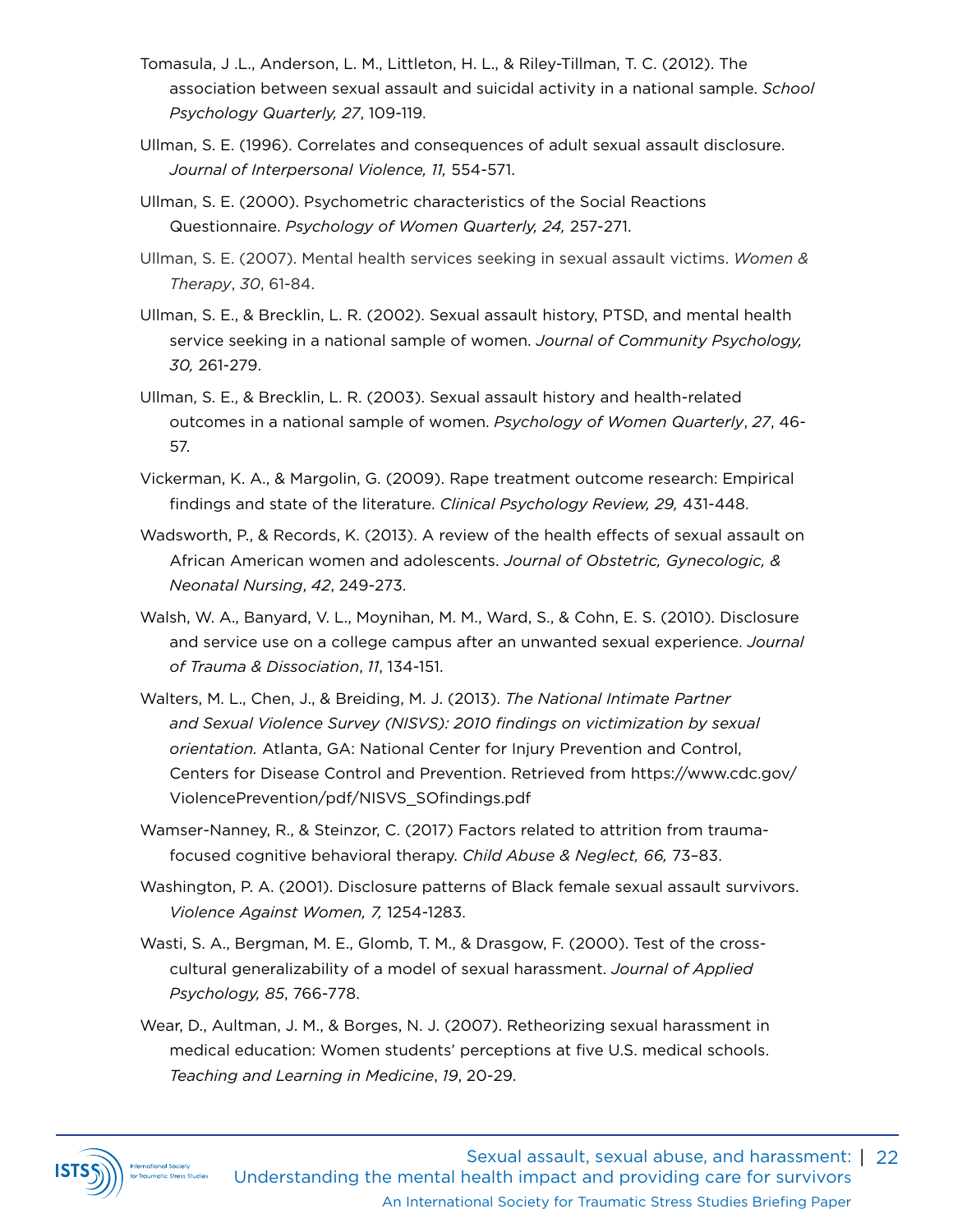Tomasula, J .L., Anderson, L. M., Littleton, H. L., & Riley-Tillman, T. C. (2012). The association between sexual assault and suicidal activity in a national sample. *School Psychology Quarterly, 27*, 109-119.

Ullman, S. E. (1996). Correlates and consequences of adult sexual assault disclosure. *Journal of Interpersonal Violence, 11,* 554-571.

Ullman, S. E. (2000). Psychometric characteristics of the Social Reactions Questionnaire. *Psychology of Women Quarterly, 24,* 257-271.

Ullman, S. E. (2007). Mental health services seeking in sexual assault victims. *Women & Therapy*, *30*, 61-84.

Ullman, S. E., & Brecklin, L. R. (2002). Sexual assault history, PTSD, and mental health service seeking in a national sample of women. *Journal of Community Psychology, 30,* 261-279.

Ullman, S. E., & Brecklin, L. R. (2003). Sexual assault history and health-related outcomes in a national sample of women. *Psychology of Women Quarterly*, *27*, 46-57.

Vickerman, K. A., & Margolin, G. (2009). Rape treatment outcome research: Empirical findings and state of the literature. *Clinical Psychology Review, 29,* 431-448.

Wadsworth, P., & Records, K. (2013). A review of the health effects of sexual assault on African American women and adolescents. *Journal of Obstetric, Gynecologic, & Neonatal Nursing*, *42*, 249-273.

Walsh, W. A., Banyard, V. L., Moynihan, M. M., Ward, S., & Cohn, E. S. (2010). Disclosure and service use on a college campus after an unwanted sexual experience. *Journal of Trauma & Dissociation*, *11*, 134-151.

Walters, M. L., Chen, J., & Breiding, M. J. (2013). *The National Intimate Partner and Sexual Violence Survey (NISVS): 2010 findings on victimization by sexual orientation.* Atlanta, GA: National Center for Injury Prevention and Control, Centers for Disease Control and Prevention. Retrieved from https://www.cdc.gov/ViolencePrevention/pdf/NISVS_SOfindings.pdf

Wamser-Nanney, R., & Steinzor, C. (2017) Factors related to attrition from trauma-focused cognitive behavioral therapy. *Child Abuse & Neglect, 66,* 73–83.

Washington, P. A. (2001). Disclosure patterns of Black female sexual assault survivors. *Violence Against Women, 7,* 1254-1283.

Wasti, S. A., Bergman, M. E., Glomb, T. M., & Drasgow, F. (2000). Test of the cross-cultural generalizability of a model of sexual harassment. *Journal of Applied Psychology, 85*, 766-778.

Wear, D., Aultman, J. M., & Borges, N. J. (2007). Retheorizing sexual harassment in medical education: Women students' perceptions at five U.S. medical schools. *Teaching and Learning in Medicine*, *19*, 20-29.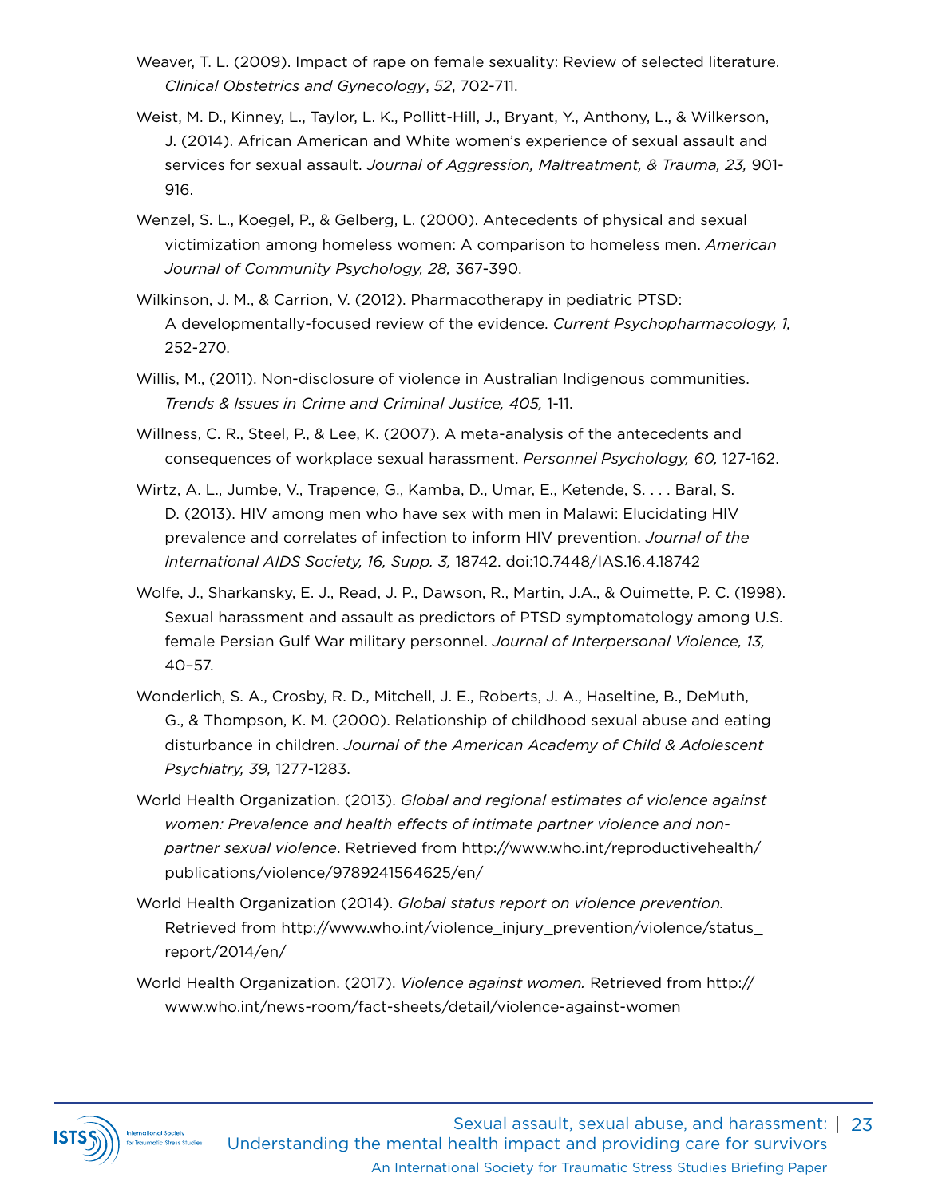Weaver, T. L. (2009). Impact of rape on female sexuality: Review of selected literature. *Clinical Obstetrics and Gynecology*, *52*, 702-711.

Weist, M. D., Kinney, L., Taylor, L. K., Pollitt-Hill, J., Bryant, Y., Anthony, L., & Wilkerson, J. (2014). African American and White women's experience of sexual assault and services for sexual assault. *Journal of Aggression, Maltreatment, & Trauma, 23,* 901-916.

Wenzel, S. L., Koegel, P., & Gelberg, L. (2000). Antecedents of physical and sexual victimization among homeless women: A comparison to homeless men. *American Journal of Community Psychology, 28,* 367-390.

Wilkinson, J. M., & Carrion, V. (2012). Pharmacotherapy in pediatric PTSD: A developmentally-focused review of the evidence. *Current Psychopharmacology, 1,* 252-270.

Willis, M., (2011). Non-disclosure of violence in Australian Indigenous communities. *Trends & Issues in Crime and Criminal Justice, 405,* 1-11.

Willness, C. R., Steel, P., & Lee, K. (2007). A meta-analysis of the antecedents and consequences of workplace sexual harassment. *Personnel Psychology, 60,* 127-162.

Wirtz, A. L., Jumbe, V., Trapence, G., Kamba, D., Umar, E., Ketende, S. . . . Baral, S. D. (2013). HIV among men who have sex with men in Malawi: Elucidating HIV prevalence and correlates of infection to inform HIV prevention. *Journal of the International AIDS Society, 16, Supp. 3,* 18742. doi:10.7448/IAS.16.4.18742

Wolfe, J., Sharkansky, E. J., Read, J. P., Dawson, R., Martin, J.A., & Ouimette, P. C. (1998). Sexual harassment and assault as predictors of PTSD symptomatology among U.S. female Persian Gulf War military personnel. *Journal of Interpersonal Violence, 13,* 40–57.

Wonderlich, S. A., Crosby, R. D., Mitchell, J. E., Roberts, J. A., Haseltine, B., DeMuth, G., & Thompson, K. M. (2000). Relationship of childhood sexual abuse and eating disturbance in children. *Journal of the American Academy of Child & Adolescent Psychiatry, 39,* 1277-1283.

World Health Organization. (2013). *Global and regional estimates of violence against women: Prevalence and health effects of intimate partner violence and non-partner sexual violence*. Retrieved from http://www.who.int/reproductivehealth/publications/violence/9789241564625/en/

World Health Organization (2014). *Global status report on violence prevention.* Retrieved from http://www.who.int/violence_injury_prevention/violence/status_report/2014/en/

World Health Organization. (2017). *Violence against women.* Retrieved from http://www.who.int/news-room/fact-sheets/detail/violence-against-women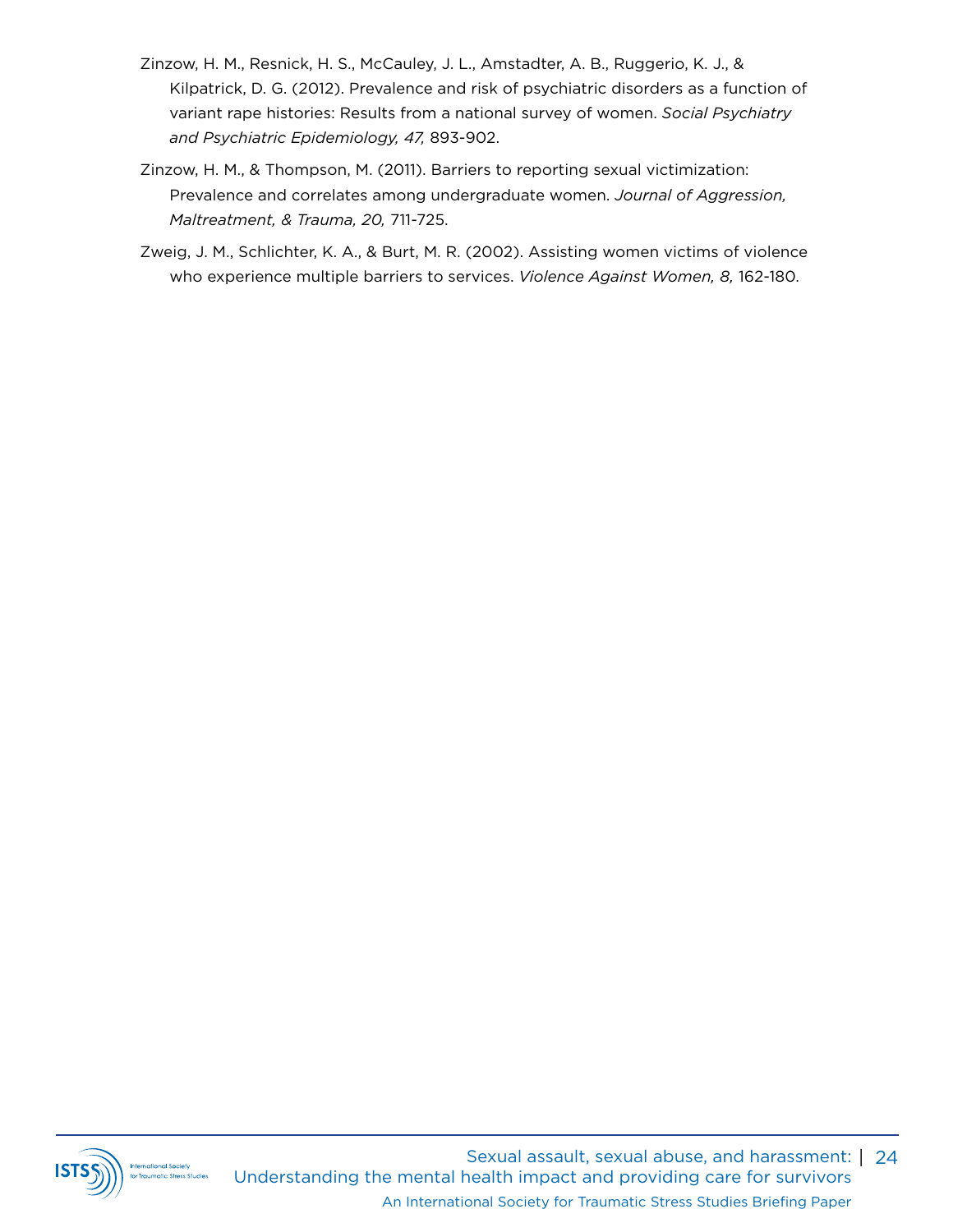Zinzow, H. M., Resnick, H. S., McCauley, J. L., Amstadter, A. B., Ruggerio, K. J., & Kilpatrick, D. G. (2012). Prevalence and risk of psychiatric disorders as a function of variant rape histories: Results from a national survey of women. *Social Psychiatry and Psychiatric Epidemiology, 47,* 893-902.

Zinzow, H. M., & Thompson, M. (2011). Barriers to reporting sexual victimization: Prevalence and correlates among undergraduate women. *Journal of Aggression, Maltreatment, & Trauma, 20,* 711-725.

Zweig, J. M., Schlichter, K. A., & Burt, M. R. (2002). Assisting women victims of violence who experience multiple barriers to services. *Violence Against Women, 8,* 162-180.